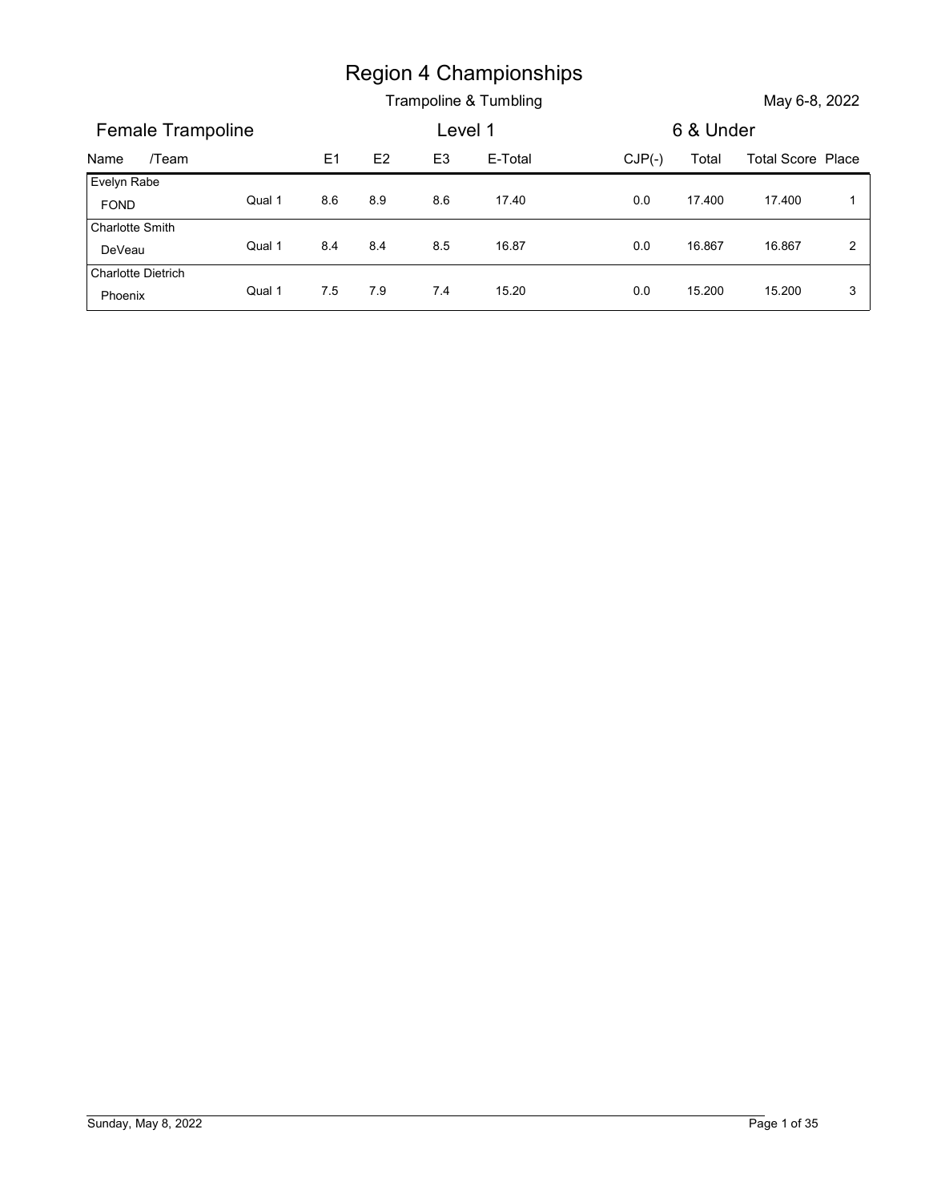# Region 4 Championships

Trampoline & Tumbling

May 6-8, 2022

## Female Trampoline — Level 1 — 6 & Under

| Name /Team | | E1 | E2 | E3 | E-Total | CJP(-) | Total | Total Score | Place |
|---|---|---|---|---|---|---|---|---|---|
| Evelyn Rabe<br>FOND | Qual 1 | 8.6 | 8.9 | 8.6 | 17.40 | 0.0 | 17.400 | 17.400 | 1 |
| Charlotte Smith<br>DeVeau | Qual 1 | 8.4 | 8.4 | 8.5 | 16.87 | 0.0 | 16.867 | 16.867 | 2 |
| Charlotte Dietrich<br>Phoenix | Qual 1 | 7.5 | 7.9 | 7.4 | 15.20 | 0.0 | 15.200 | 15.200 | 3 |

Sunday, May 8, 2022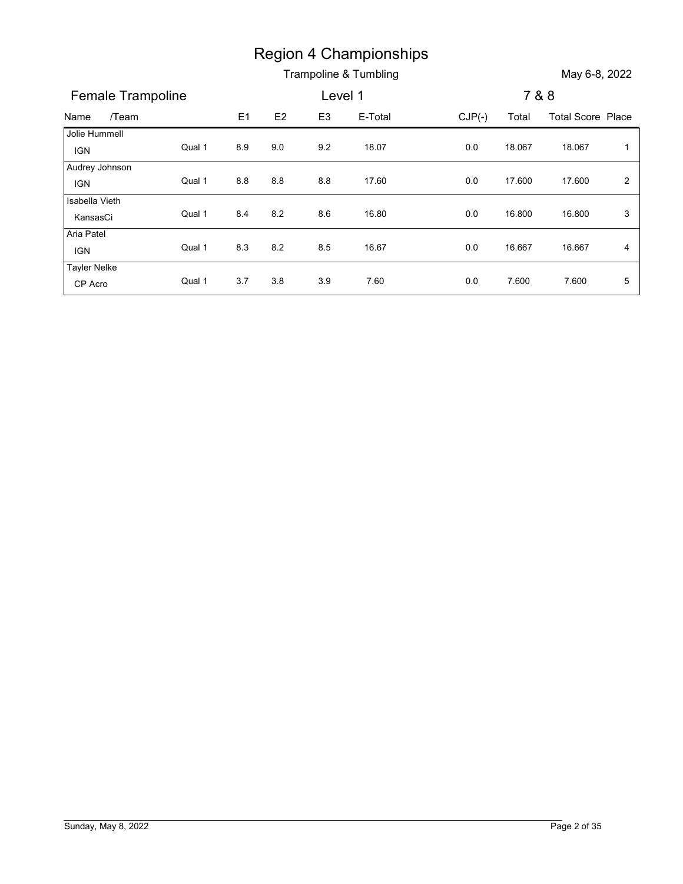# Region 4 Championships

Trampoline & Tumbling

May 6-8, 2022

## Female Trampoline

Level 1

7 & 8

| Name /Team | | E1 | E2 | E3 | E-Total | CJP(-) | Total | Total Score | Place |
|---|---|---|---|---|---|---|---|---|---|
| Jolie Hummell<br>IGN | Qual 1 | 8.9 | 9.0 | 9.2 | 18.07 | 0.0 | 18.067 | 18.067 | 1 |
| Audrey Johnson<br>IGN | Qual 1 | 8.8 | 8.8 | 8.8 | 17.60 | 0.0 | 17.600 | 17.600 | 2 |
| Isabella Vieth<br>KansasCi | Qual 1 | 8.4 | 8.2 | 8.6 | 16.80 | 0.0 | 16.800 | 16.800 | 3 |
| Aria Patel<br>IGN | Qual 1 | 8.3 | 8.2 | 8.5 | 16.67 | 0.0 | 16.667 | 16.667 | 4 |
| Tayler Nelke<br>CP Acro | Qual 1 | 3.7 | 3.8 | 3.9 | 7.60 | 0.0 | 7.600 | 7.600 | 5 |

Sunday, May 8, 2022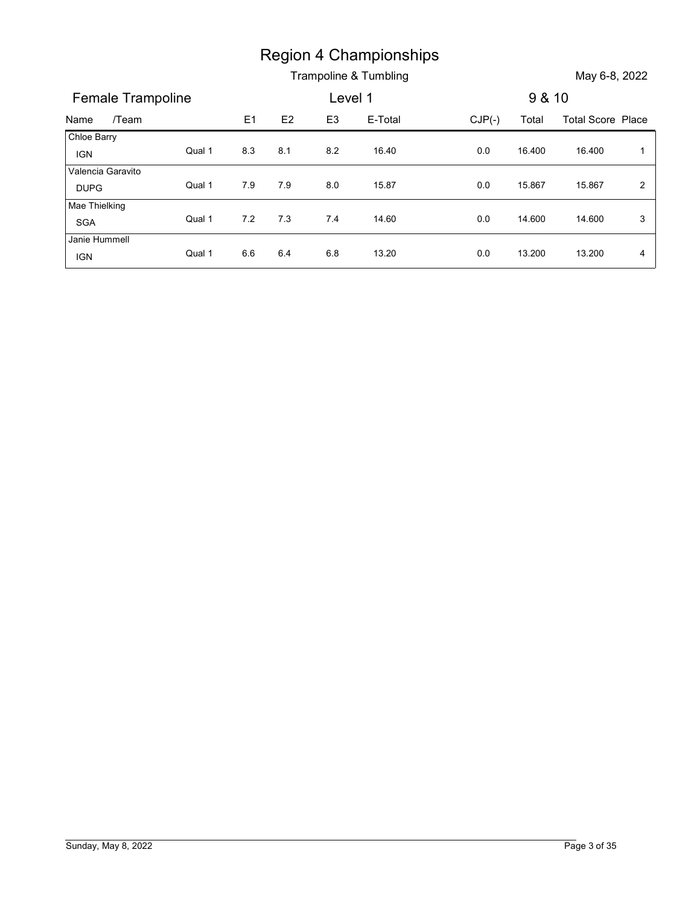# Region 4 Championships

## Trampoline & Tumbling

May 6-8, 2022

### Female Trampoline — Level 1 — 9 & 10

| Name /Team | | E1 | E2 | E3 | E-Total | CJP(-) | Total | Total Score | Place |
|---|---|---|---|---|---|---|---|---|---|
| Chloe Barry IGN | Qual 1 | 8.3 | 8.1 | 8.2 | 16.40 | 0.0 | 16.400 | 16.400 | 1 |
| Valencia Garavito DUPG | Qual 1 | 7.9 | 7.9 | 8.0 | 15.87 | 0.0 | 15.867 | 15.867 | 2 |
| Mae Thielking SGA | Qual 1 | 7.2 | 7.3 | 7.4 | 14.60 | 0.0 | 14.600 | 14.600 | 3 |
| Janie Hummell IGN | Qual 1 | 6.6 | 6.4 | 6.8 | 13.20 | 0.0 | 13.200 | 13.200 | 4 |

Sunday, May 8, 2022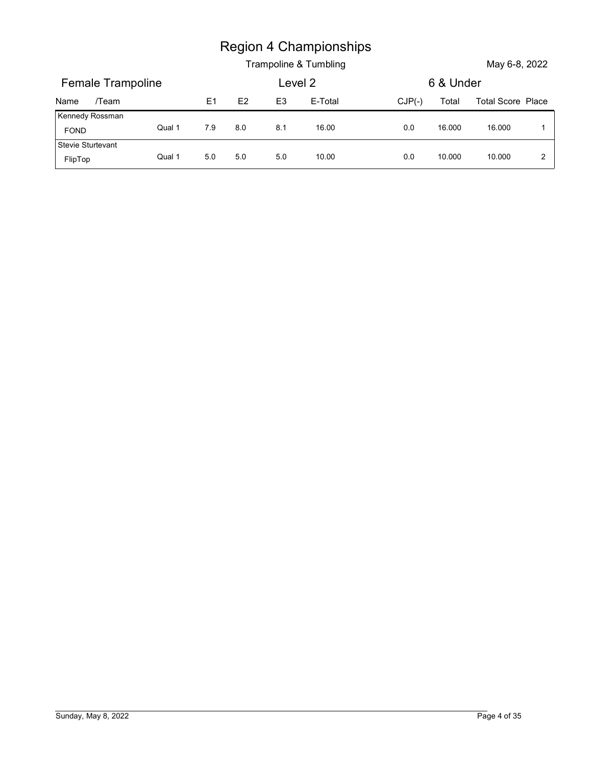# Region 4 Championships

Trampoline & Tumbling

May 6-8, 2022

## Female Trampoline — Level 2 — 6 & Under

| Name /Team | | E1 | E2 | E3 | E-Total | CJP(-) | Total | Total Score | Place |
|---|---|---|---|---|---|---|---|---|---|
| Kennedy Rossman<br>FOND | Qual 1 | 7.9 | 8.0 | 8.1 | 16.00 | 0.0 | 16.000 | 16.000 | 1 |
| Stevie Sturtevant<br>FlipTop | Qual 1 | 5.0 | 5.0 | 5.0 | 10.00 | 0.0 | 10.000 | 10.000 | 2 |

Sunday, May 8, 2022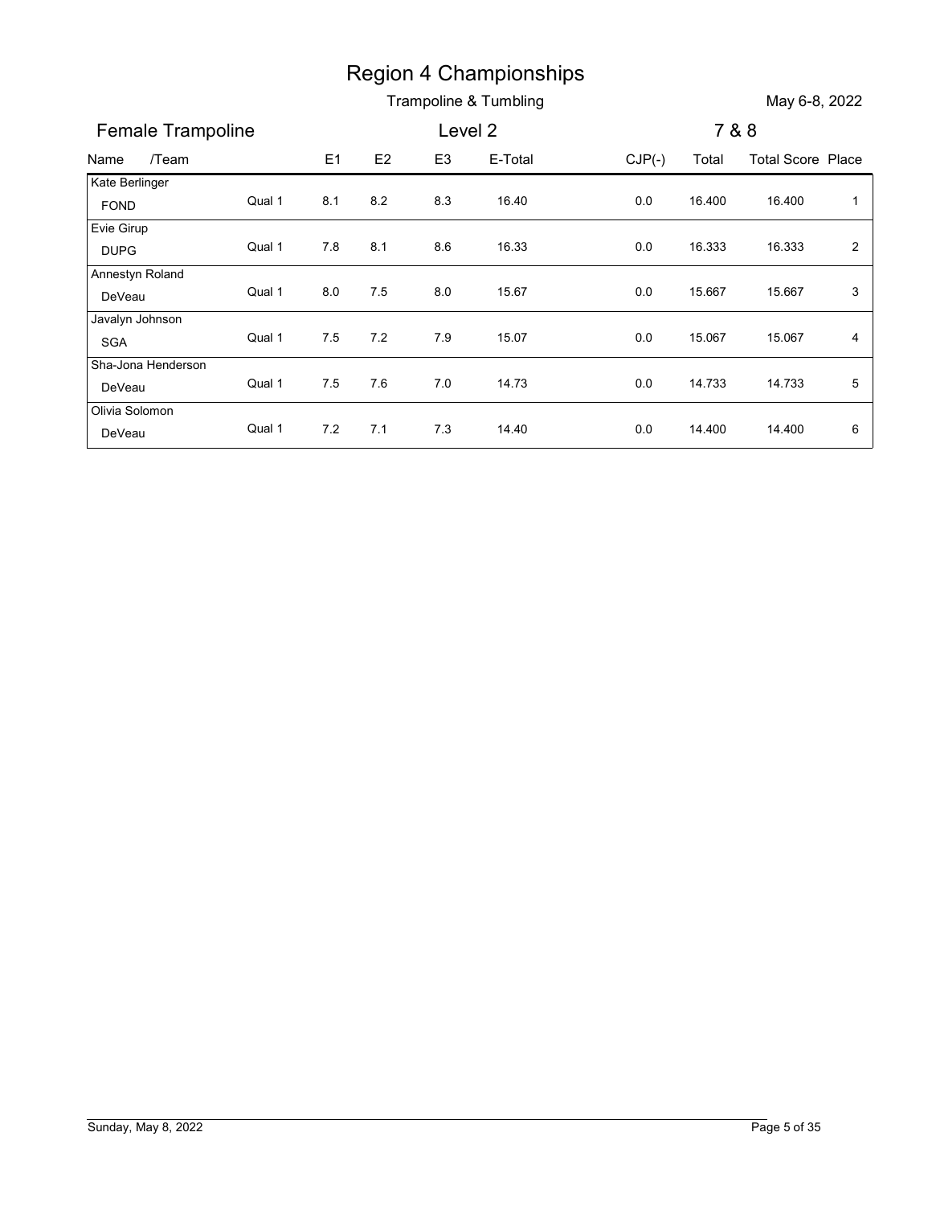# Region 4 Championships

## Trampoline & Tumbling

May 6-8, 2022

### Female Trampoline — Level 2 — 7 & 8

| Name /Team | | E1 | E2 | E3 | E-Total | CJP(-) | Total | Total Score | Place |
|---|---|---|---|---|---|---|---|---|---|
| Kate Berlinger FOND | Qual 1 | 8.1 | 8.2 | 8.3 | 16.40 | 0.0 | 16.400 | 16.400 | 1 |
| Evie Girup DUPG | Qual 1 | 7.8 | 8.1 | 8.6 | 16.33 | 0.0 | 16.333 | 16.333 | 2 |
| Annestyn Roland DeVeau | Qual 1 | 8.0 | 7.5 | 8.0 | 15.67 | 0.0 | 15.667 | 15.667 | 3 |
| Javalyn Johnson SGA | Qual 1 | 7.5 | 7.2 | 7.9 | 15.07 | 0.0 | 15.067 | 15.067 | 4 |
| Sha-Jona Henderson DeVeau | Qual 1 | 7.5 | 7.6 | 7.0 | 14.73 | 0.0 | 14.733 | 14.733 | 5 |
| Olivia Solomon DeVeau | Qual 1 | 7.2 | 7.1 | 7.3 | 14.40 | 0.0 | 14.400 | 14.400 | 6 |

Sunday, May 8, 2022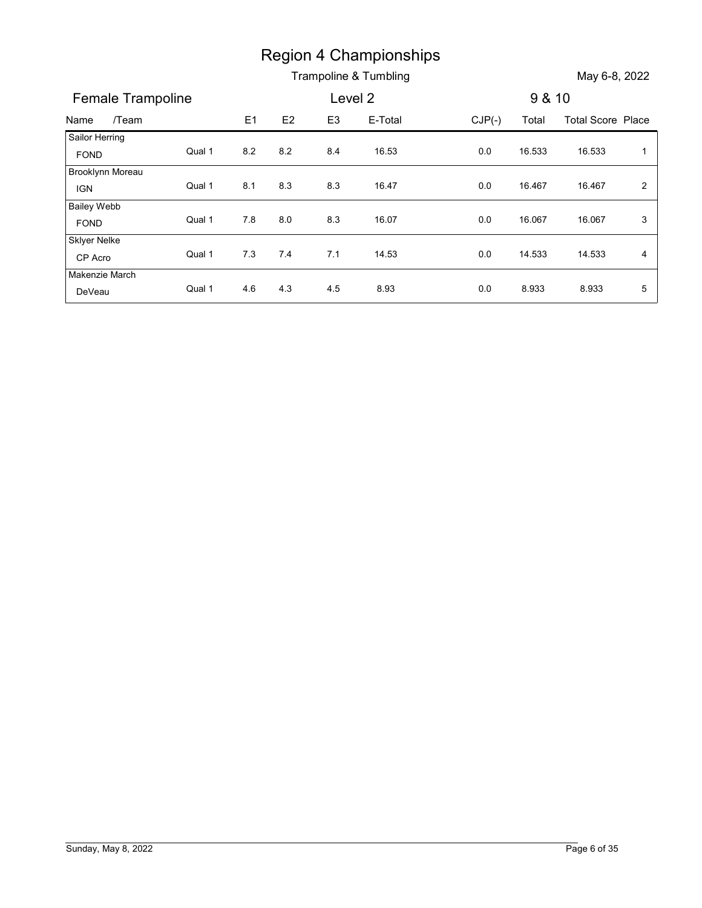# Region 4 Championships

## Trampoline & Tumbling

May 6-8, 2022

### Female Trampoline — Level 2 — 9 & 10

| Name /Team | | E1 | E2 | E3 | E-Total | CJP(-) | Total | Total Score | Place |
|---|---|---|---|---|---|---|---|---|---|
| Sailor Herring<br>FOND | Qual 1 | 8.2 | 8.2 | 8.4 | 16.53 | 0.0 | 16.533 | 16.533 | 1 |
| Brooklynn Moreau<br>IGN | Qual 1 | 8.1 | 8.3 | 8.3 | 16.47 | 0.0 | 16.467 | 16.467 | 2 |
| Bailey Webb<br>FOND | Qual 1 | 7.8 | 8.0 | 8.3 | 16.07 | 0.0 | 16.067 | 16.067 | 3 |
| Sklyer Nelke<br>CP Acro | Qual 1 | 7.3 | 7.4 | 7.1 | 14.53 | 0.0 | 14.533 | 14.533 | 4 |
| Makenzie March<br>DeVeau | Qual 1 | 4.6 | 4.3 | 4.5 | 8.93 | 0.0 | 8.933 | 8.933 | 5 |

Sunday, May 8, 2022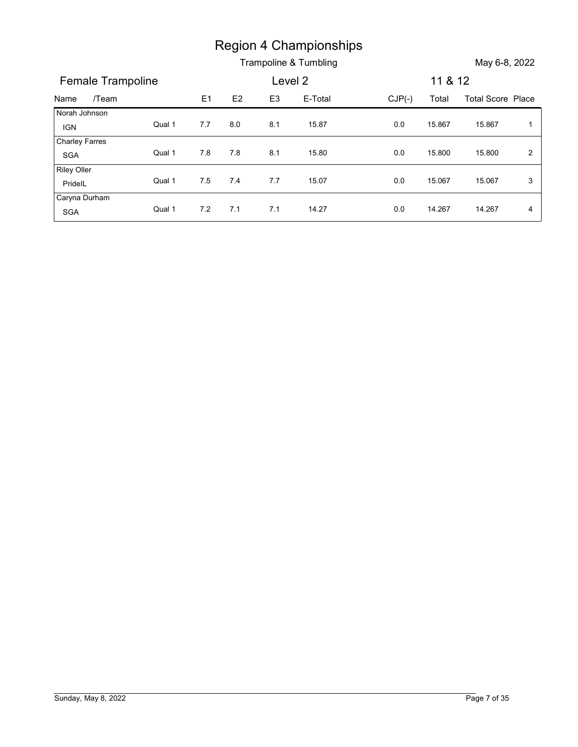# Region 4 Championships

## Trampoline & Tumbling

May 6-8, 2022

### Female Trampoline — Level 2 — 11 & 12

| Name /Team | | E1 | E2 | E3 | E-Total | CJP(-) | Total | Total Score | Place |
|---|---|---|---|---|---|---|---|---|---|
| Norah Johnson IGN | Qual 1 | 7.7 | 8.0 | 8.1 | 15.87 | 0.0 | 15.867 | 15.867 | 1 |
| Charley Farres SGA | Qual 1 | 7.8 | 7.8 | 8.1 | 15.80 | 0.0 | 15.800 | 15.800 | 2 |
| Riley Oller PrideIL | Qual 1 | 7.5 | 7.4 | 7.7 | 15.07 | 0.0 | 15.067 | 15.067 | 3 |
| Caryna Durham SGA | Qual 1 | 7.2 | 7.1 | 7.1 | 14.27 | 0.0 | 14.267 | 14.267 | 4 |

Sunday, May 8, 2022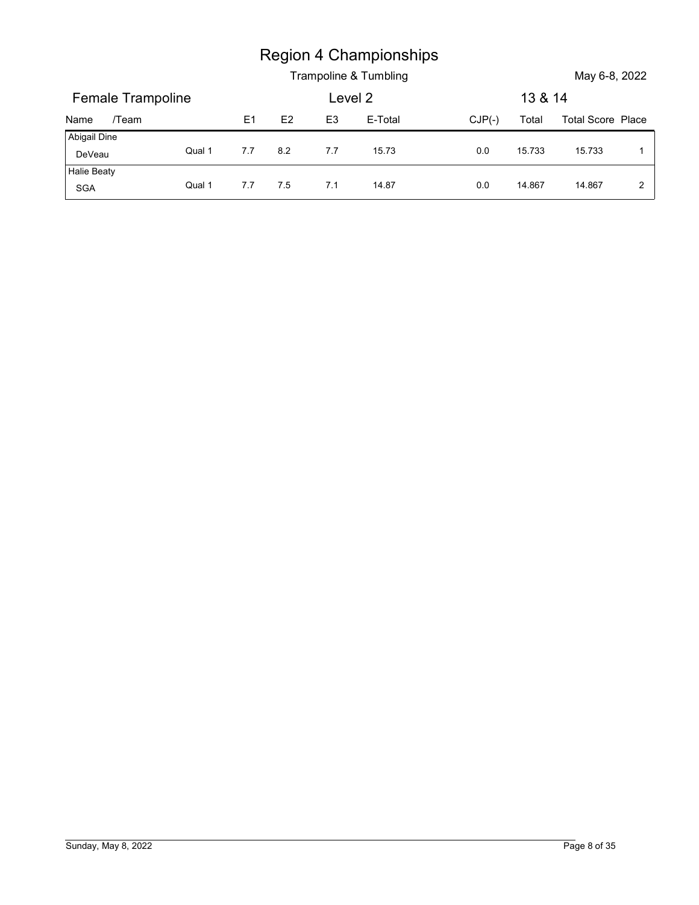# Region 4 Championships

Trampoline & Tumbling

May 6-8, 2022

## Female Trampoline

Level 2

13 & 14

| Name /Team | | E1 | E2 | E3 | E-Total | CJP(-) | Total | Total Score | Place |
|---|---|---|---|---|---|---|---|---|---|
| Abigail Dine | | | | | | | | | |
| DeVeau | Qual 1 | 7.7 | 8.2 | 7.7 | 15.73 | 0.0 | 15.733 | 15.733 | 1 |
| Halie Beaty | | | | | | | | | |
| SGA | Qual 1 | 7.7 | 7.5 | 7.1 | 14.87 | 0.0 | 14.867 | 14.867 | 2 |

Sunday, May 8, 2022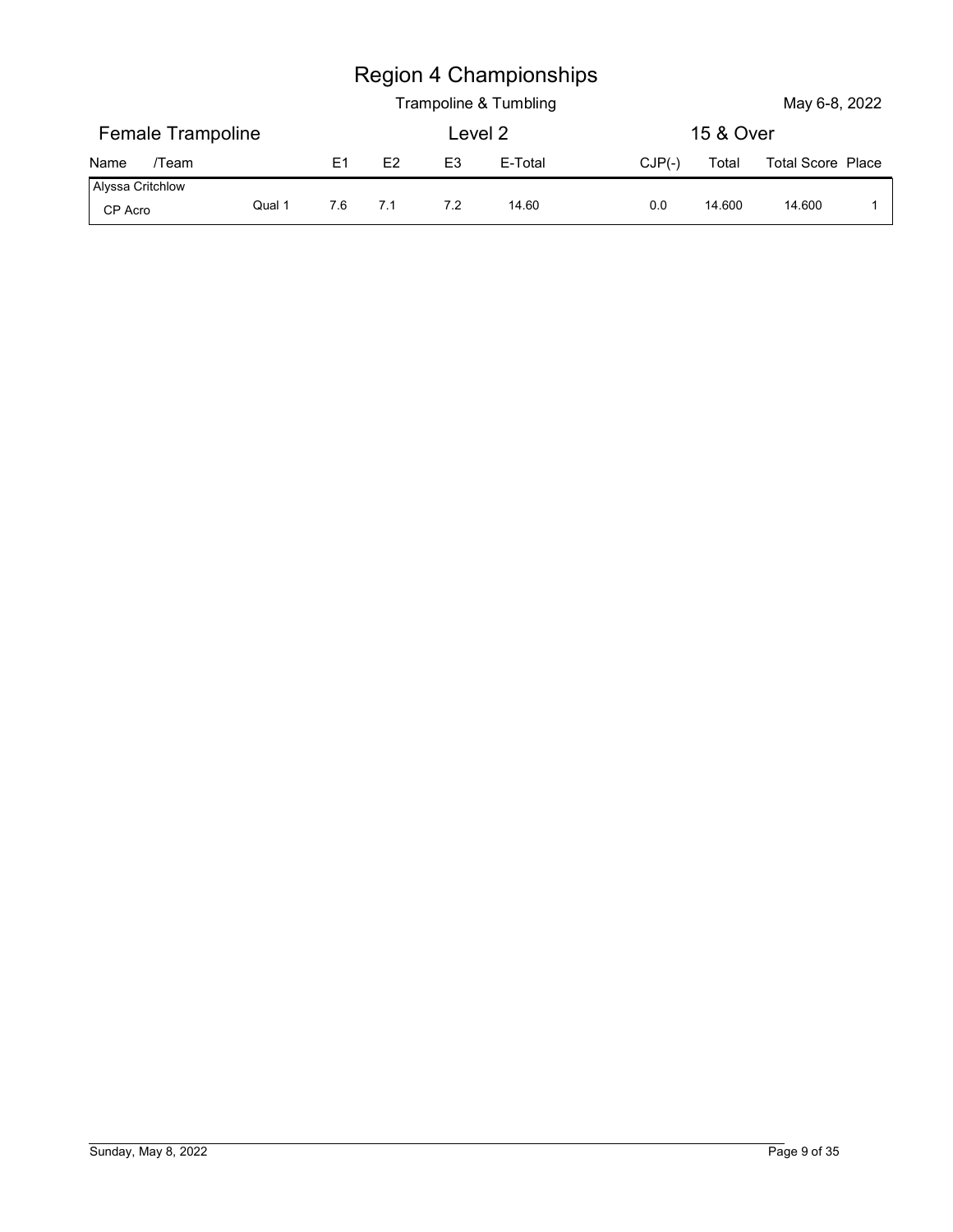# Region 4 Championships

Trampoline & Tumbling

May 6-8, 2022

## Female Trampoline — Level 2 — 15 & Over

| Name /Team | | E1 | E2 | E3 | E-Total | CJP(-) | Total | Total Score | Place |
|---|---|---|---|---|---|---|---|---|---|
| Alyssa Critchlow<br>CP Acro | Qual 1 | 7.6 | 7.1 | 7.2 | 14.60 | 0.0 | 14.600 | 14.600 | 1 |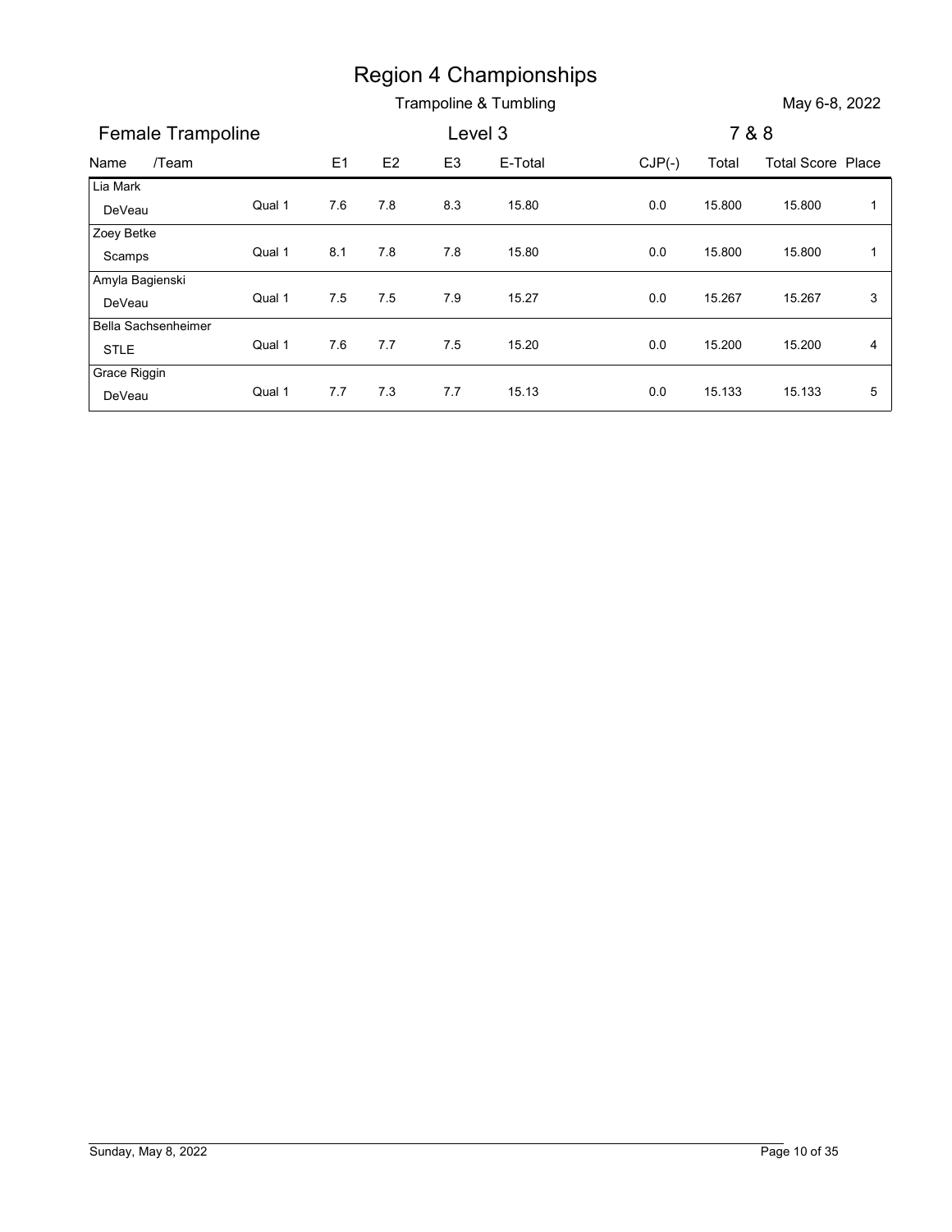# Region 4 Championships

Trampoline & Tumbling

May 6-8, 2022

## Female Trampoline

Level 3

7 & 8

| Name /Team | | E1 | E2 | E3 | E-Total | CJP(-) | Total | Total Score | Place |
|---|---|---|---|---|---|---|---|---|---|
| Lia Mark<br>DeVeau | Qual 1 | 7.6 | 7.8 | 8.3 | 15.80 | 0.0 | 15.800 | 15.800 | 1 |
| Zoey Betke<br>Scamps | Qual 1 | 8.1 | 7.8 | 7.8 | 15.80 | 0.0 | 15.800 | 15.800 | 1 |
| Amyla Bagienski<br>DeVeau | Qual 1 | 7.5 | 7.5 | 7.9 | 15.27 | 0.0 | 15.267 | 15.267 | 3 |
| Bella Sachsenheimer<br>STLE | Qual 1 | 7.6 | 7.7 | 7.5 | 15.20 | 0.0 | 15.200 | 15.200 | 4 |
| Grace Riggin<br>DeVeau | Qual 1 | 7.7 | 7.3 | 7.7 | 15.13 | 0.0 | 15.133 | 15.133 | 5 |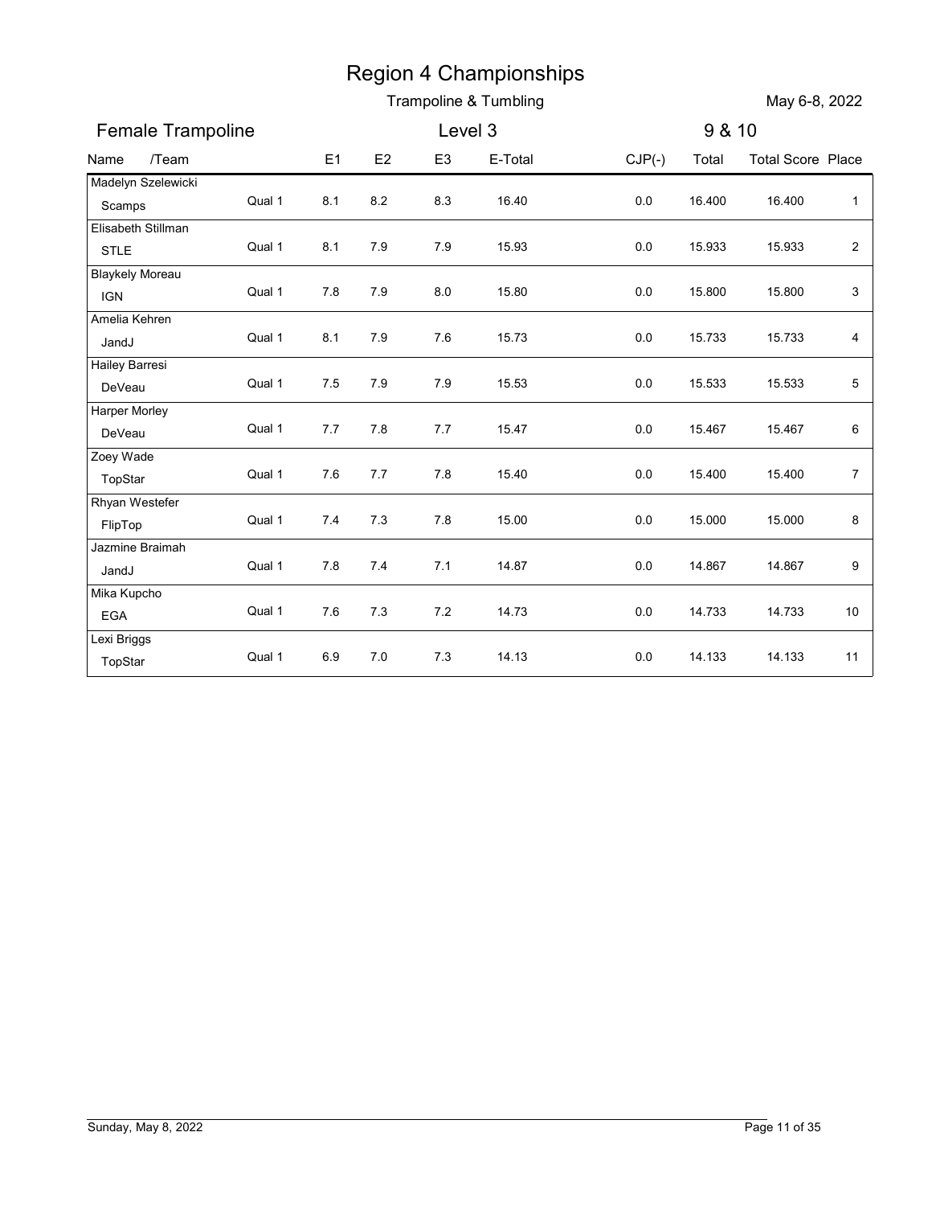# Region 4 Championships

Trampoline & Tumbling

May 6-8, 2022

## Female Trampoline

Level 3

9 & 10

| Name /Team | | E1 | E2 | E3 | E-Total | CJP(-) | Total | Total Score | Place |
|---|---|---|---|---|---|---|---|---|---|
| Madelyn Szelewicki<br>Scamps | Qual 1 | 8.1 | 8.2 | 8.3 | 16.40 | 0.0 | 16.400 | 16.400 | 1 |
| Elisabeth Stillman<br>STLE | Qual 1 | 8.1 | 7.9 | 7.9 | 15.93 | 0.0 | 15.933 | 15.933 | 2 |
| Blaykely Moreau<br>IGN | Qual 1 | 7.8 | 7.9 | 8.0 | 15.80 | 0.0 | 15.800 | 15.800 | 3 |
| Amelia Kehren<br>JandJ | Qual 1 | 8.1 | 7.9 | 7.6 | 15.73 | 0.0 | 15.733 | 15.733 | 4 |
| Hailey Barresi<br>DeVeau | Qual 1 | 7.5 | 7.9 | 7.9 | 15.53 | 0.0 | 15.533 | 15.533 | 5 |
| Harper Morley<br>DeVeau | Qual 1 | 7.7 | 7.8 | 7.7 | 15.47 | 0.0 | 15.467 | 15.467 | 6 |
| Zoey Wade<br>TopStar | Qual 1 | 7.6 | 7.7 | 7.8 | 15.40 | 0.0 | 15.400 | 15.400 | 7 |
| Rhyan Westefer<br>FlipTop | Qual 1 | 7.4 | 7.3 | 7.8 | 15.00 | 0.0 | 15.000 | 15.000 | 8 |
| Jazmine Braimah<br>JandJ | Qual 1 | 7.8 | 7.4 | 7.1 | 14.87 | 0.0 | 14.867 | 14.867 | 9 |
| Mika Kupcho<br>EGA | Qual 1 | 7.6 | 7.3 | 7.2 | 14.73 | 0.0 | 14.733 | 14.733 | 10 |
| Lexi Briggs<br>TopStar | Qual 1 | 6.9 | 7.0 | 7.3 | 14.13 | 0.0 | 14.133 | 14.133 | 11 |

Sunday, May 8, 2022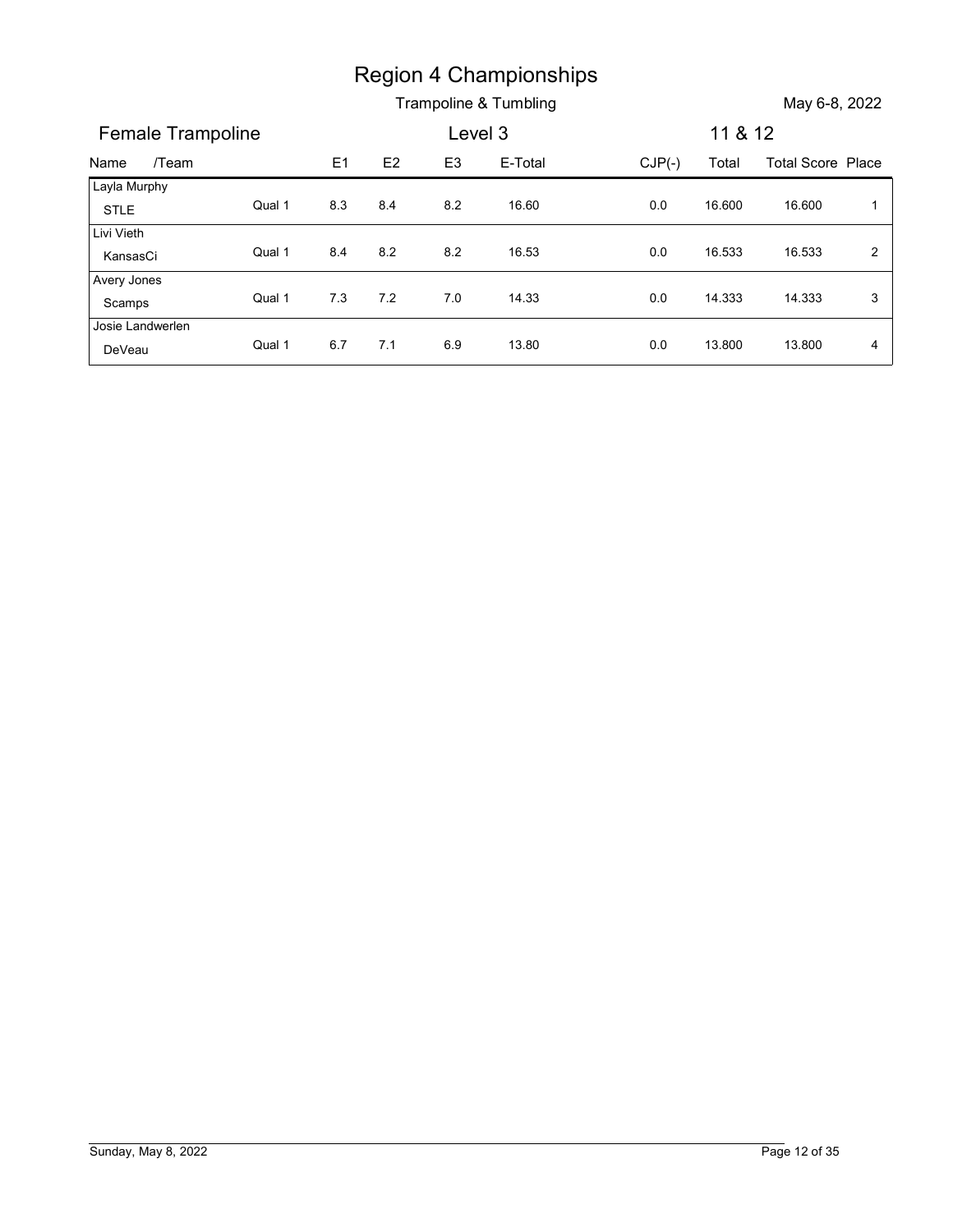# Region 4 Championships

## Trampoline & Tumbling

May 6-8, 2022

### Female Trampoline — Level 3 — 11 & 12

| Name /Team | | E1 | E2 | E3 | E-Total | CJP(-) | Total | Total Score | Place |
|---|---|---|---|---|---|---|---|---|---|
| Layla Murphy<br>STLE | Qual 1 | 8.3 | 8.4 | 8.2 | 16.60 | 0.0 | 16.600 | 16.600 | 1 |
| Livi Vieth<br>KansasCi | Qual 1 | 8.4 | 8.2 | 8.2 | 16.53 | 0.0 | 16.533 | 16.533 | 2 |
| Avery Jones<br>Scamps | Qual 1 | 7.3 | 7.2 | 7.0 | 14.33 | 0.0 | 14.333 | 14.333 | 3 |
| Josie Landwerlen<br>DeVeau | Qual 1 | 6.7 | 7.1 | 6.9 | 13.80 | 0.0 | 13.800 | 13.800 | 4 |

Sunday, May 8, 2022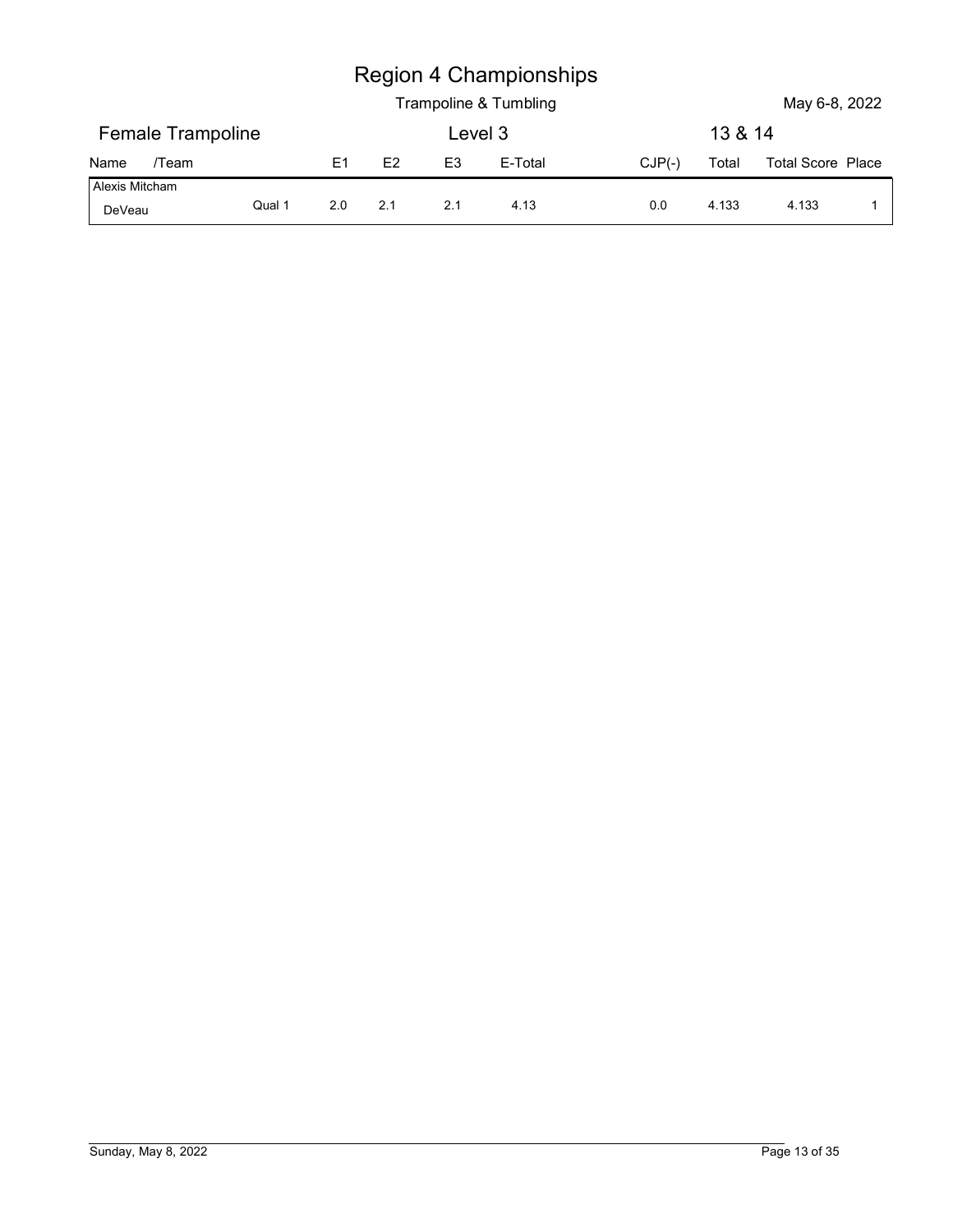# Region 4 Championships

Trampoline & Tumbling

May 6-8, 2022

## Female Trampoline — Level 3 — 13 & 14

| Name /Team | | E1 | E2 | E3 | E-Total | CJP(-) | Total | Total Score | Place |
|---|---|---|---|---|---|---|---|---|---|
| Alexis Mitcham<br>DeVeau | Qual 1 | 2.0 | 2.1 | 2.1 | 4.13 | 0.0 | 4.133 | 4.133 | 1 |

Sunday, May 8, 2022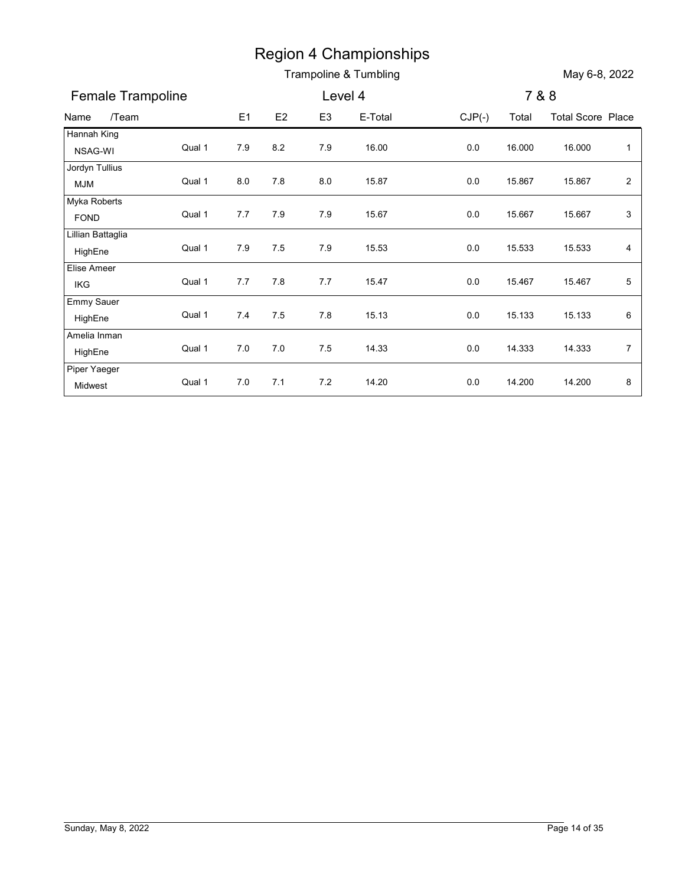# Region 4 Championships

## Trampoline & Tumbling

May 6-8, 2022

### Female Trampoline — Level 4 — 7 & 8

| Name /Team | | E1 | E2 | E3 | E-Total | CJP(-) | Total | Total Score | Place |
|---|---|---|---|---|---|---|---|---|---|
| Hannah King<br>NSAG-WI | Qual 1 | 7.9 | 8.2 | 7.9 | 16.00 | 0.0 | 16.000 | 16.000 | 1 |
| Jordyn Tullius<br>MJM | Qual 1 | 8.0 | 7.8 | 8.0 | 15.87 | 0.0 | 15.867 | 15.867 | 2 |
| Myka Roberts<br>FOND | Qual 1 | 7.7 | 7.9 | 7.9 | 15.67 | 0.0 | 15.667 | 15.667 | 3 |
| Lillian Battaglia<br>HighEne | Qual 1 | 7.9 | 7.5 | 7.9 | 15.53 | 0.0 | 15.533 | 15.533 | 4 |
| Elise Ameer<br>IKG | Qual 1 | 7.7 | 7.8 | 7.7 | 15.47 | 0.0 | 15.467 | 15.467 | 5 |
| Emmy Sauer<br>HighEne | Qual 1 | 7.4 | 7.5 | 7.8 | 15.13 | 0.0 | 15.133 | 15.133 | 6 |
| Amelia Inman<br>HighEne | Qual 1 | 7.0 | 7.0 | 7.5 | 14.33 | 0.0 | 14.333 | 14.333 | 7 |
| Piper Yaeger<br>Midwest | Qual 1 | 7.0 | 7.1 | 7.2 | 14.20 | 0.0 | 14.200 | 14.200 | 8 |

Sunday, May 8, 2022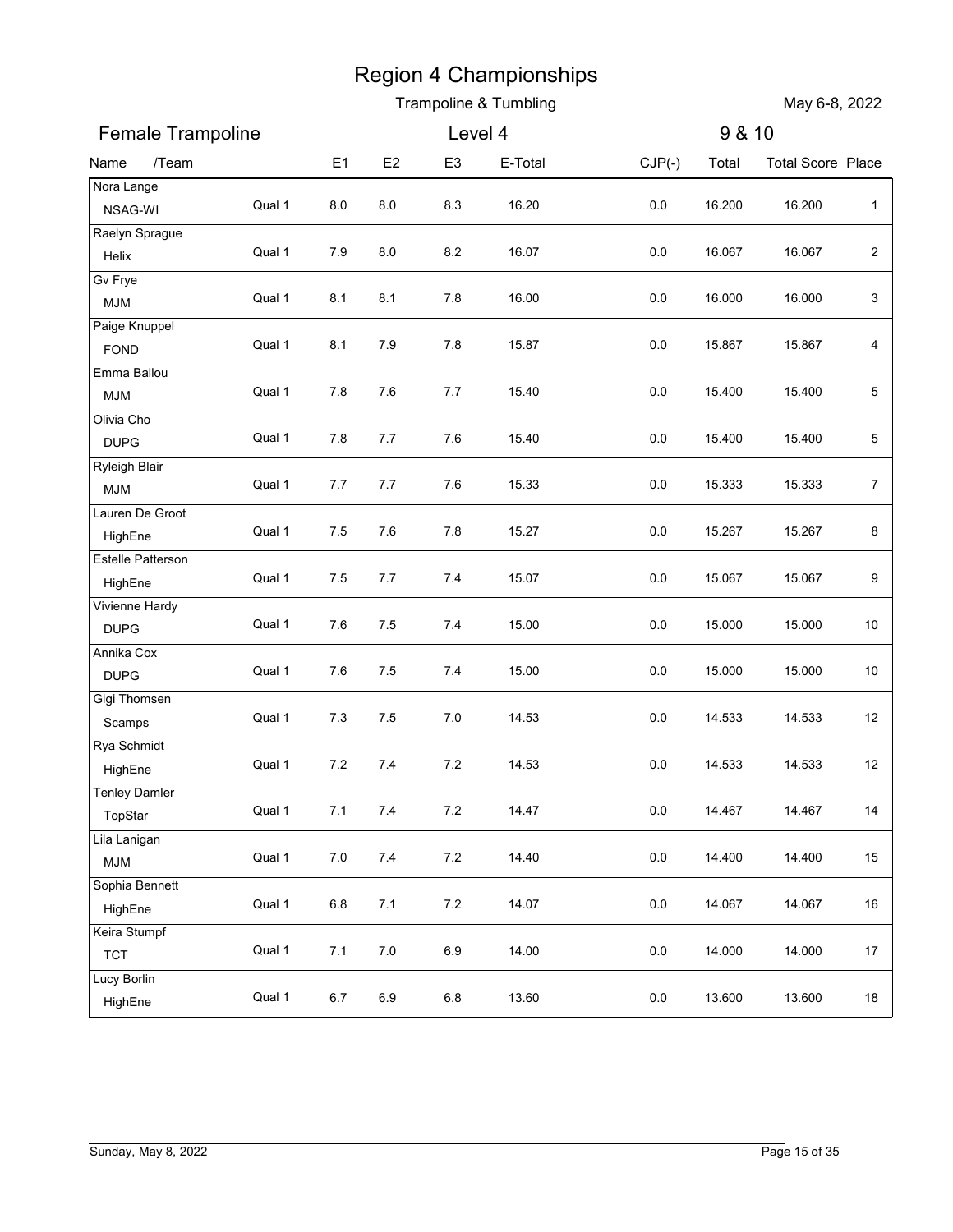# Region 4 Championships

Trampoline & Tumbling

May 6-8, 2022

## Female Trampoline

Level 4

9 & 10

| Name /Team | | E1 | E2 | E3 | E-Total | CJP(-) | Total | Total Score | Place |
|---|---|---|---|---|---|---|---|---|---|
| Nora Lange<br>NSAG-WI | Qual 1 | 8.0 | 8.0 | 8.3 | 16.20 | 0.0 | 16.200 | 16.200 | 1 |
| Raelyn Sprague<br>Helix | Qual 1 | 7.9 | 8.0 | 8.2 | 16.07 | 0.0 | 16.067 | 16.067 | 2 |
| Gv Frye<br>MJM | Qual 1 | 8.1 | 8.1 | 7.8 | 16.00 | 0.0 | 16.000 | 16.000 | 3 |
| Paige Knuppel<br>FOND | Qual 1 | 8.1 | 7.9 | 7.8 | 15.87 | 0.0 | 15.867 | 15.867 | 4 |
| Emma Ballou<br>MJM | Qual 1 | 7.8 | 7.6 | 7.7 | 15.40 | 0.0 | 15.400 | 15.400 | 5 |
| Olivia Cho<br>DUPG | Qual 1 | 7.8 | 7.7 | 7.6 | 15.40 | 0.0 | 15.400 | 15.400 | 5 |
| Ryleigh Blair<br>MJM | Qual 1 | 7.7 | 7.7 | 7.6 | 15.33 | 0.0 | 15.333 | 15.333 | 7 |
| Lauren De Groot<br>HighEne | Qual 1 | 7.5 | 7.6 | 7.8 | 15.27 | 0.0 | 15.267 | 15.267 | 8 |
| Estelle Patterson<br>HighEne | Qual 1 | 7.5 | 7.7 | 7.4 | 15.07 | 0.0 | 15.067 | 15.067 | 9 |
| Vivienne Hardy<br>DUPG | Qual 1 | 7.6 | 7.5 | 7.4 | 15.00 | 0.0 | 15.000 | 15.000 | 10 |
| Annika Cox<br>DUPG | Qual 1 | 7.6 | 7.5 | 7.4 | 15.00 | 0.0 | 15.000 | 15.000 | 10 |
| Gigi Thomsen<br>Scamps | Qual 1 | 7.3 | 7.5 | 7.0 | 14.53 | 0.0 | 14.533 | 14.533 | 12 |
| Rya Schmidt<br>HighEne | Qual 1 | 7.2 | 7.4 | 7.2 | 14.53 | 0.0 | 14.533 | 14.533 | 12 |
| Tenley Damler<br>TopStar | Qual 1 | 7.1 | 7.4 | 7.2 | 14.47 | 0.0 | 14.467 | 14.467 | 14 |
| Lila Lanigan<br>MJM | Qual 1 | 7.0 | 7.4 | 7.2 | 14.40 | 0.0 | 14.400 | 14.400 | 15 |
| Sophia Bennett<br>HighEne | Qual 1 | 6.8 | 7.1 | 7.2 | 14.07 | 0.0 | 14.067 | 14.067 | 16 |
| Keira Stumpf<br>TCT | Qual 1 | 7.1 | 7.0 | 6.9 | 14.00 | 0.0 | 14.000 | 14.000 | 17 |
| Lucy Borlin<br>HighEne | Qual 1 | 6.7 | 6.9 | 6.8 | 13.60 | 0.0 | 13.600 | 13.600 | 18 |

Sunday, May 8, 2022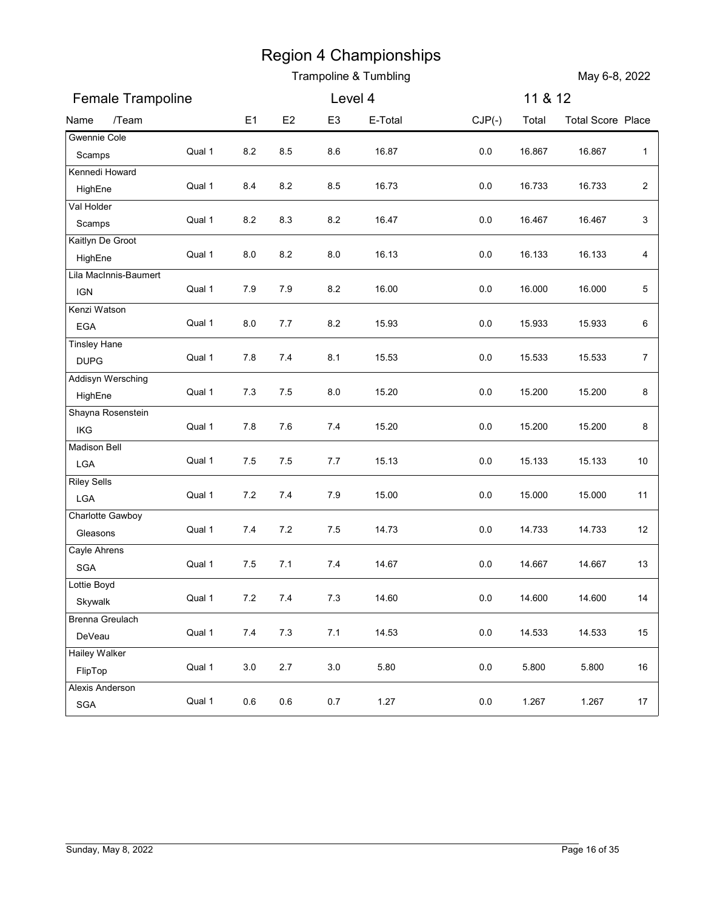# Region 4 Championships

## Trampoline & Tumbling

May 6-8, 2022

### Female Trampoline — Level 4 — 11 & 12

| Name /Team | | E1 | E2 | E3 | E-Total | CJP(-) | Total | Total Score | Place |
|---|---|---|---|---|---|---|---|---|---|
| Gwennie Cole<br>Scamps | Qual 1 | 8.2 | 8.5 | 8.6 | 16.87 | 0.0 | 16.867 | 16.867 | 1 |
| Kennedi Howard<br>HighEne | Qual 1 | 8.4 | 8.2 | 8.5 | 16.73 | 0.0 | 16.733 | 16.733 | 2 |
| Val Holder<br>Scamps | Qual 1 | 8.2 | 8.3 | 8.2 | 16.47 | 0.0 | 16.467 | 16.467 | 3 |
| Kaitlyn De Groot<br>HighEne | Qual 1 | 8.0 | 8.2 | 8.0 | 16.13 | 0.0 | 16.133 | 16.133 | 4 |
| Lila MacInnis-Baumert<br>IGN | Qual 1 | 7.9 | 7.9 | 8.2 | 16.00 | 0.0 | 16.000 | 16.000 | 5 |
| Kenzi Watson<br>EGA | Qual 1 | 8.0 | 7.7 | 8.2 | 15.93 | 0.0 | 15.933 | 15.933 | 6 |
| Tinsley Hane<br>DUPG | Qual 1 | 7.8 | 7.4 | 8.1 | 15.53 | 0.0 | 15.533 | 15.533 | 7 |
| Addisyn Wersching<br>HighEne | Qual 1 | 7.3 | 7.5 | 8.0 | 15.20 | 0.0 | 15.200 | 15.200 | 8 |
| Shayna Rosenstein<br>IKG | Qual 1 | 7.8 | 7.6 | 7.4 | 15.20 | 0.0 | 15.200 | 15.200 | 8 |
| Madison Bell<br>LGA | Qual 1 | 7.5 | 7.5 | 7.7 | 15.13 | 0.0 | 15.133 | 15.133 | 10 |
| Riley Sells<br>LGA | Qual 1 | 7.2 | 7.4 | 7.9 | 15.00 | 0.0 | 15.000 | 15.000 | 11 |
| Charlotte Gawboy<br>Gleasons | Qual 1 | 7.4 | 7.2 | 7.5 | 14.73 | 0.0 | 14.733 | 14.733 | 12 |
| Cayle Ahrens<br>SGA | Qual 1 | 7.5 | 7.1 | 7.4 | 14.67 | 0.0 | 14.667 | 14.667 | 13 |
| Lottie Boyd<br>Skywalk | Qual 1 | 7.2 | 7.4 | 7.3 | 14.60 | 0.0 | 14.600 | 14.600 | 14 |
| Brenna Greulach<br>DeVeau | Qual 1 | 7.4 | 7.3 | 7.1 | 14.53 | 0.0 | 14.533 | 14.533 | 15 |
| Hailey Walker<br>FlipTop | Qual 1 | 3.0 | 2.7 | 3.0 | 5.80 | 0.0 | 5.800 | 5.800 | 16 |
| Alexis Anderson<br>SGA | Qual 1 | 0.6 | 0.6 | 0.7 | 1.27 | 0.0 | 1.267 | 1.267 | 17 |

Sunday, May 8, 2022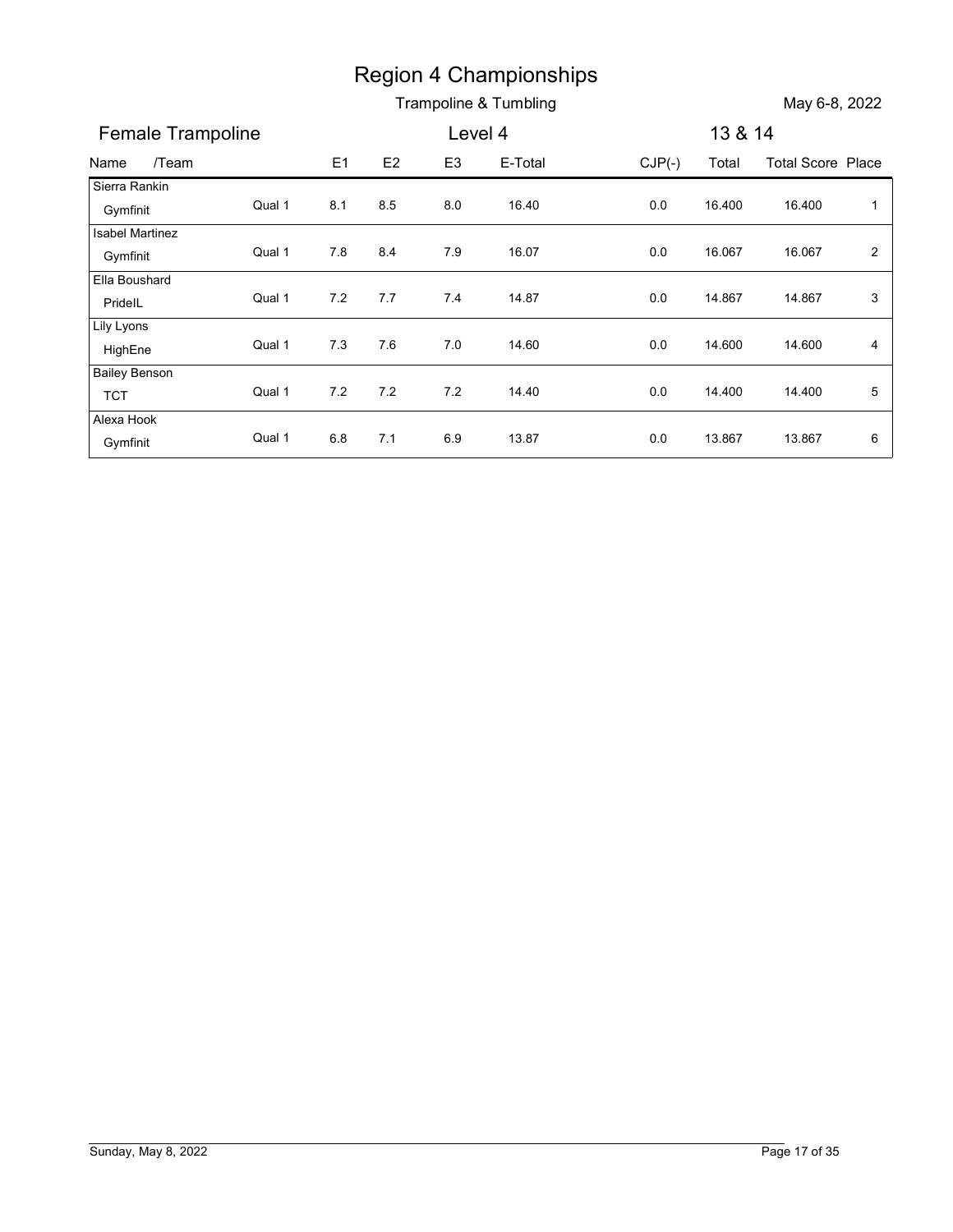# Region 4 Championships

## Trampoline & Tumbling

May 6-8, 2022

### Female Trampoline — Level 4 — 13 & 14

| Name /Team | | E1 | E2 | E3 | E-Total | CJP(-) | Total | Total Score | Place |
|---|---|---|---|---|---|---|---|---|---|
| Sierra Rankin<br>Gymfinit | Qual 1 | 8.1 | 8.5 | 8.0 | 16.40 | 0.0 | 16.400 | 16.400 | 1 |
| Isabel Martinez<br>Gymfinit | Qual 1 | 7.8 | 8.4 | 7.9 | 16.07 | 0.0 | 16.067 | 16.067 | 2 |
| Ella Boushard<br>PrideIL | Qual 1 | 7.2 | 7.7 | 7.4 | 14.87 | 0.0 | 14.867 | 14.867 | 3 |
| Lily Lyons<br>HighEne | Qual 1 | 7.3 | 7.6 | 7.0 | 14.60 | 0.0 | 14.600 | 14.600 | 4 |
| Bailey Benson<br>TCT | Qual 1 | 7.2 | 7.2 | 7.2 | 14.40 | 0.0 | 14.400 | 14.400 | 5 |
| Alexa Hook<br>Gymfinit | Qual 1 | 6.8 | 7.1 | 6.9 | 13.87 | 0.0 | 13.867 | 13.867 | 6 |

Sunday, May 8, 2022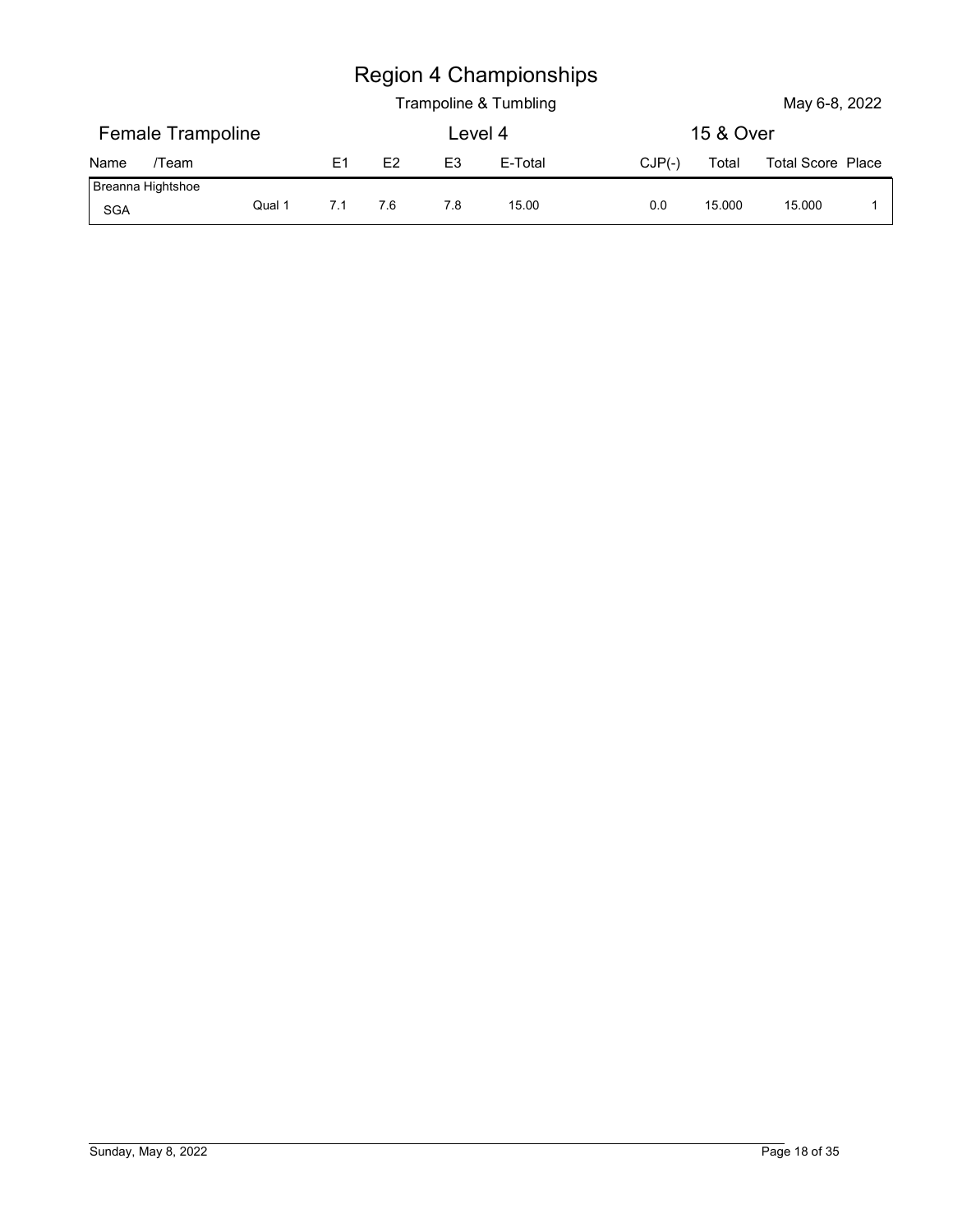# Region 4 Championships

Trampoline & Tumbling

May 6-8, 2022

## Female Trampoline — Level 4 — 15 & Over

| Name /Team | | E1 | E2 | E3 | E-Total | CJP(-) | Total | Total Score | Place |
|---|---|---|---|---|---|---|---|---|---|
| Breanna Hightshoe<br>SGA | Qual 1 | 7.1 | 7.6 | 7.8 | 15.00 | 0.0 | 15.000 | 15.000 | 1 |

Sunday, May 8, 2022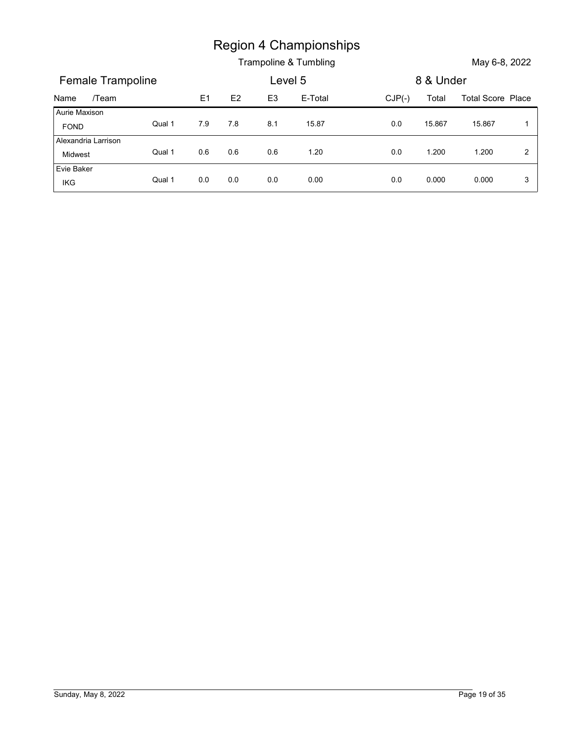# Region 4 Championships

Trampoline & Tumbling

May 6-8, 2022

## Female Trampoline — Level 5 — 8 & Under

| Name /Team | | E1 | E2 | E3 | E-Total | CJP(-) | Total | Total Score | Place |
|---|---|---|---|---|---|---|---|---|---|
| Aurie Maxison<br>FOND | Qual 1 | 7.9 | 7.8 | 8.1 | 15.87 | 0.0 | 15.867 | 15.867 | 1 |
| Alexandria Larrison<br>Midwest | Qual 1 | 0.6 | 0.6 | 0.6 | 1.20 | 0.0 | 1.200 | 1.200 | 2 |
| Evie Baker<br>IKG | Qual 1 | 0.0 | 0.0 | 0.0 | 0.00 | 0.0 | 0.000 | 0.000 | 3 |

Sunday, May 8, 2022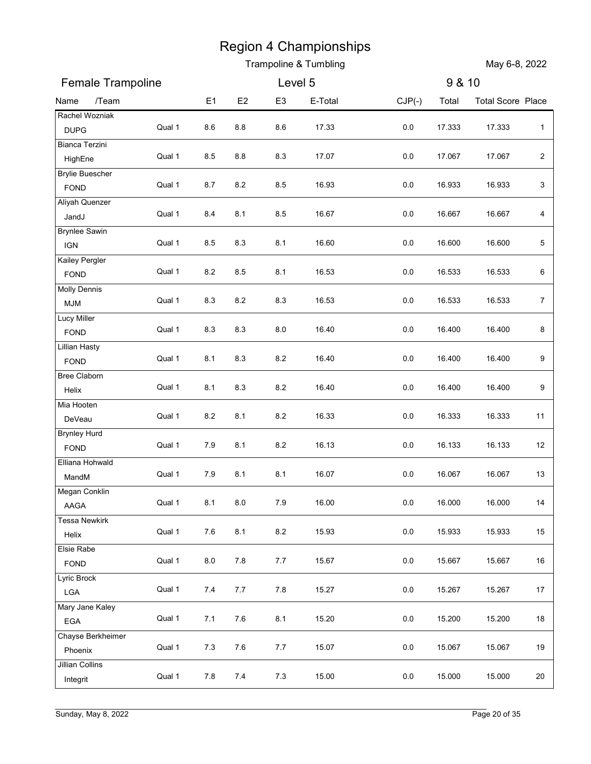# Region 4 Championships

Trampoline & Tumbling

May 6-8, 2022

## Female Trampoline

Level 5

9 & 10

| Name | /Team | | E1 | E2 | E3 | E-Total | CJP(-) | Total | Total Score | Place |
|---|---|---|---|---|---|---|---|---|---|---|
| Rachel Wozniak | DUPG | Qual 1 | 8.6 | 8.8 | 8.6 | 17.33 | 0.0 | 17.333 | 17.333 | 1 |
| Bianca Terzini | HighEne | Qual 1 | 8.5 | 8.8 | 8.3 | 17.07 | 0.0 | 17.067 | 17.067 | 2 |
| Brylie Buescher | FOND | Qual 1 | 8.7 | 8.2 | 8.5 | 16.93 | 0.0 | 16.933 | 16.933 | 3 |
| Aliyah Quenzer | JandJ | Qual 1 | 8.4 | 8.1 | 8.5 | 16.67 | 0.0 | 16.667 | 16.667 | 4 |
| Brynlee Sawin | IGN | Qual 1 | 8.5 | 8.3 | 8.1 | 16.60 | 0.0 | 16.600 | 16.600 | 5 |
| Kailey Pergler | FOND | Qual 1 | 8.2 | 8.5 | 8.1 | 16.53 | 0.0 | 16.533 | 16.533 | 6 |
| Molly Dennis | MJM | Qual 1 | 8.3 | 8.2 | 8.3 | 16.53 | 0.0 | 16.533 | 16.533 | 7 |
| Lucy Miller | FOND | Qual 1 | 8.3 | 8.3 | 8.0 | 16.40 | 0.0 | 16.400 | 16.400 | 8 |
| Lillian Hasty | FOND | Qual 1 | 8.1 | 8.3 | 8.2 | 16.40 | 0.0 | 16.400 | 16.400 | 9 |
| Bree Claborn | Helix | Qual 1 | 8.1 | 8.3 | 8.2 | 16.40 | 0.0 | 16.400 | 16.400 | 9 |
| Mia Hooten | DeVeau | Qual 1 | 8.2 | 8.1 | 8.2 | 16.33 | 0.0 | 16.333 | 16.333 | 11 |
| Brynley Hurd | FOND | Qual 1 | 7.9 | 8.1 | 8.2 | 16.13 | 0.0 | 16.133 | 16.133 | 12 |
| Elliana Hohwald | MandM | Qual 1 | 7.9 | 8.1 | 8.1 | 16.07 | 0.0 | 16.067 | 16.067 | 13 |
| Megan Conklin | AAGA | Qual 1 | 8.1 | 8.0 | 7.9 | 16.00 | 0.0 | 16.000 | 16.000 | 14 |
| Tessa Newkirk | Helix | Qual 1 | 7.6 | 8.1 | 8.2 | 15.93 | 0.0 | 15.933 | 15.933 | 15 |
| Elsie Rabe | FOND | Qual 1 | 8.0 | 7.8 | 7.7 | 15.67 | 0.0 | 15.667 | 15.667 | 16 |
| Lyric Brock | LGA | Qual 1 | 7.4 | 7.7 | 7.8 | 15.27 | 0.0 | 15.267 | 15.267 | 17 |
| Mary Jane Kaley | EGA | Qual 1 | 7.1 | 7.6 | 8.1 | 15.20 | 0.0 | 15.200 | 15.200 | 18 |
| Chayse Berkheimer | Phoenix | Qual 1 | 7.3 | 7.6 | 7.7 | 15.07 | 0.0 | 15.067 | 15.067 | 19 |
| Jillian Collins | Integrit | Qual 1 | 7.8 | 7.4 | 7.3 | 15.00 | 0.0 | 15.000 | 15.000 | 20 |

Sunday, May 8, 2022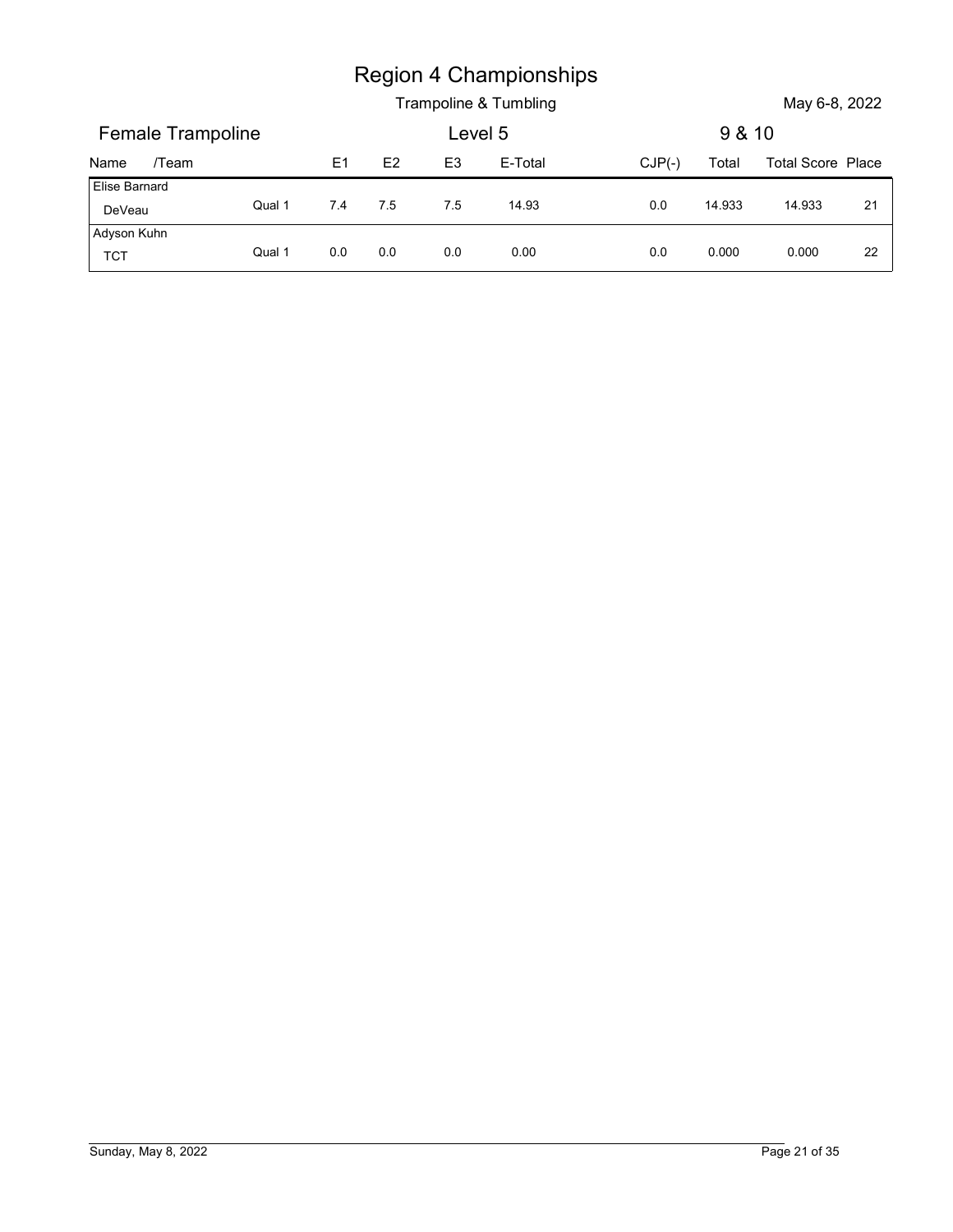# Region 4 Championships

Trampoline & Tumbling

May 6-8, 2022

## Female Trampoline — Level 5 — 9 & 10

| Name /Team | | E1 | E2 | E3 | E-Total | CJP(-) | Total | Total Score | Place |
|---|---|---|---|---|---|---|---|---|---|
| Elise Barnard<br>DeVeau | Qual 1 | 7.4 | 7.5 | 7.5 | 14.93 | 0.0 | 14.933 | 14.933 | 21 |
| Adyson Kuhn<br>TCT | Qual 1 | 0.0 | 0.0 | 0.0 | 0.00 | 0.0 | 0.000 | 0.000 | 22 |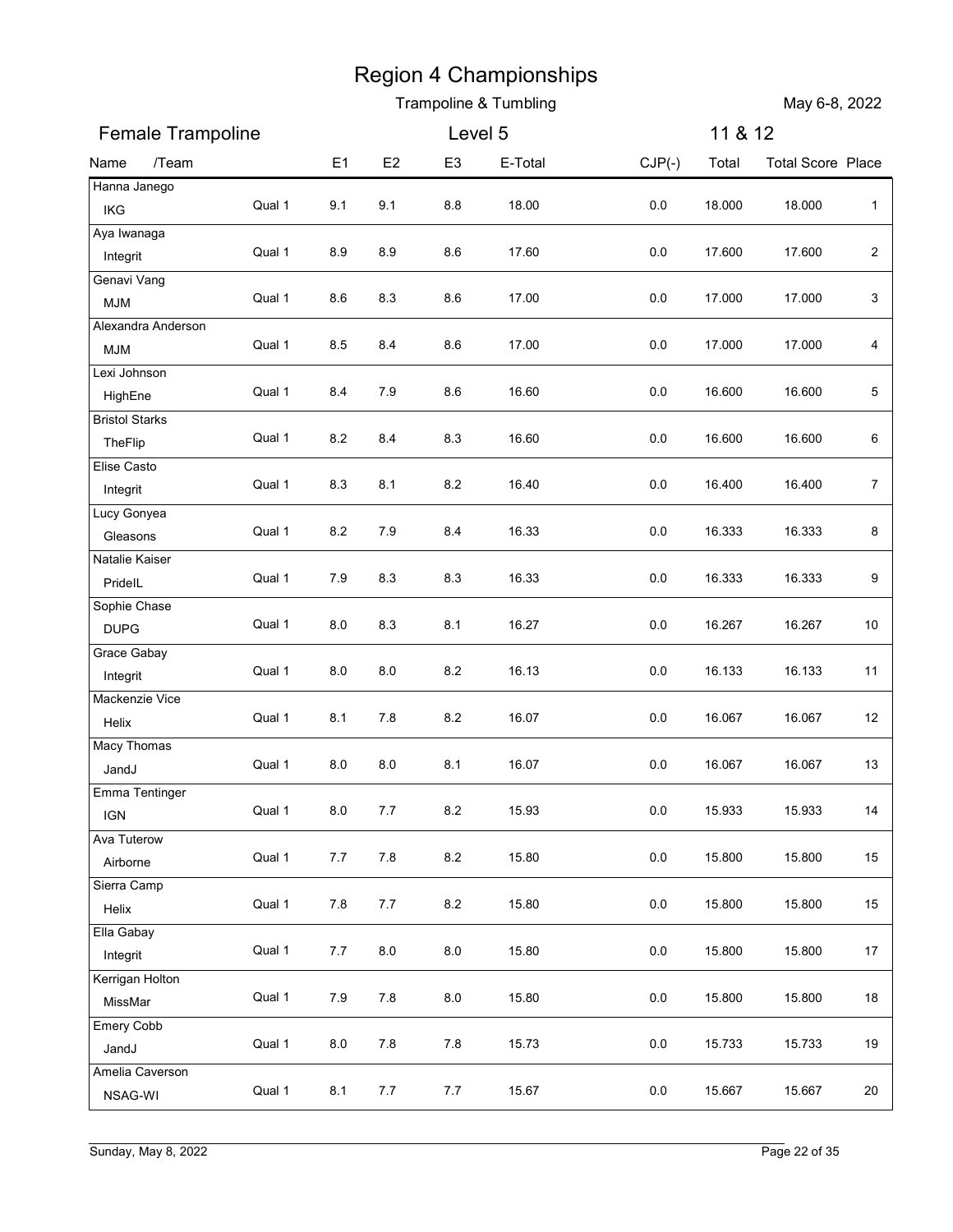# Region 4 Championships

Trampoline & Tumbling

May 6-8, 2022

## Female Trampoline — Level 5 — 11 & 12

| Name /Team | | E1 | E2 | E3 | E-Total | CJP(-) | Total | Total Score | Place |
|---|---|---|---|---|---|---|---|---|---|
| Hanna Janego<br>IKG | Qual 1 | 9.1 | 9.1 | 8.8 | 18.00 | 0.0 | 18.000 | 18.000 | 1 |
| Aya Iwanaga<br>Integrit | Qual 1 | 8.9 | 8.9 | 8.6 | 17.60 | 0.0 | 17.600 | 17.600 | 2 |
| Genavi Vang<br>MJM | Qual 1 | 8.6 | 8.3 | 8.6 | 17.00 | 0.0 | 17.000 | 17.000 | 3 |
| Alexandra Anderson<br>MJM | Qual 1 | 8.5 | 8.4 | 8.6 | 17.00 | 0.0 | 17.000 | 17.000 | 4 |
| Lexi Johnson<br>HighEne | Qual 1 | 8.4 | 7.9 | 8.6 | 16.60 | 0.0 | 16.600 | 16.600 | 5 |
| Bristol Starks<br>TheFlip | Qual 1 | 8.2 | 8.4 | 8.3 | 16.60 | 0.0 | 16.600 | 16.600 | 6 |
| Elise Casto<br>Integrit | Qual 1 | 8.3 | 8.1 | 8.2 | 16.40 | 0.0 | 16.400 | 16.400 | 7 |
| Lucy Gonyea<br>Gleasons | Qual 1 | 8.2 | 7.9 | 8.4 | 16.33 | 0.0 | 16.333 | 16.333 | 8 |
| Natalie Kaiser<br>PrideIL | Qual 1 | 7.9 | 8.3 | 8.3 | 16.33 | 0.0 | 16.333 | 16.333 | 9 |
| Sophie Chase<br>DUPG | Qual 1 | 8.0 | 8.3 | 8.1 | 16.27 | 0.0 | 16.267 | 16.267 | 10 |
| Grace Gabay<br>Integrit | Qual 1 | 8.0 | 8.0 | 8.2 | 16.13 | 0.0 | 16.133 | 16.133 | 11 |
| Mackenzie Vice<br>Helix | Qual 1 | 8.1 | 7.8 | 8.2 | 16.07 | 0.0 | 16.067 | 16.067 | 12 |
| Macy Thomas<br>JandJ | Qual 1 | 8.0 | 8.0 | 8.1 | 16.07 | 0.0 | 16.067 | 16.067 | 13 |
| Emma Tentinger<br>IGN | Qual 1 | 8.0 | 7.7 | 8.2 | 15.93 | 0.0 | 15.933 | 15.933 | 14 |
| Ava Tuterow<br>Airborne | Qual 1 | 7.7 | 7.8 | 8.2 | 15.80 | 0.0 | 15.800 | 15.800 | 15 |
| Sierra Camp<br>Helix | Qual 1 | 7.8 | 7.7 | 8.2 | 15.80 | 0.0 | 15.800 | 15.800 | 15 |
| Ella Gabay<br>Integrit | Qual 1 | 7.7 | 8.0 | 8.0 | 15.80 | 0.0 | 15.800 | 15.800 | 17 |
| Kerrigan Holton<br>MissMar | Qual 1 | 7.9 | 7.8 | 8.0 | 15.80 | 0.0 | 15.800 | 15.800 | 18 |
| Emery Cobb<br>JandJ | Qual 1 | 8.0 | 7.8 | 7.8 | 15.73 | 0.0 | 15.733 | 15.733 | 19 |
| Amelia Caverson<br>NSAG-WI | Qual 1 | 8.1 | 7.7 | 7.7 | 15.67 | 0.0 | 15.667 | 15.667 | 20 |

Sunday, May 8, 2022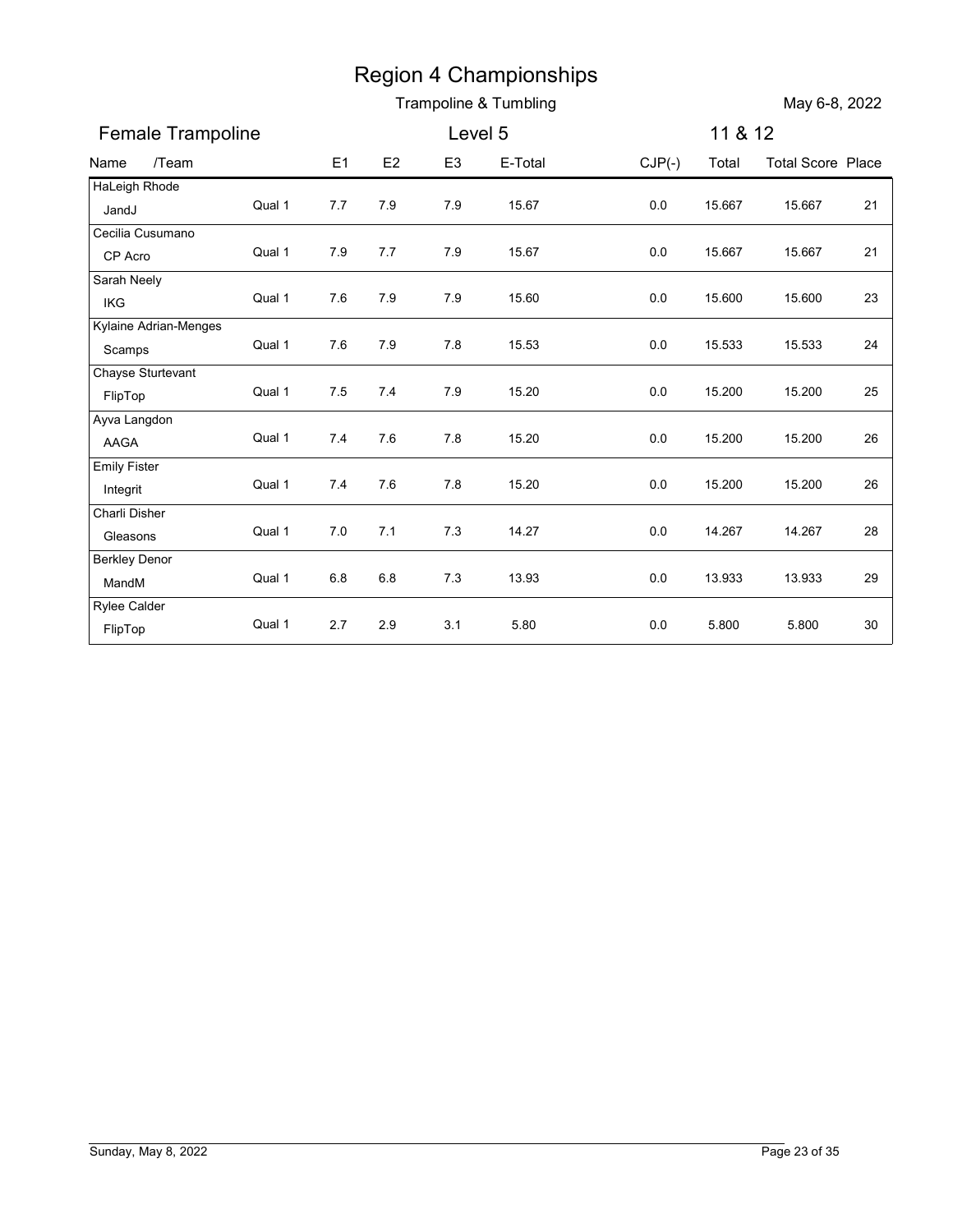# Region 4 Championships

Trampoline & Tumbling

May 6-8, 2022

## Female Trampoline

Level 5

11 & 12

| Name /Team | | E1 | E2 | E3 | E-Total | CJP(-) | Total | Total Score | Place |
|---|---|---|---|---|---|---|---|---|---|
| HaLeigh Rhode<br>JandJ | Qual 1 | 7.7 | 7.9 | 7.9 | 15.67 | 0.0 | 15.667 | 15.667 | 21 |
| Cecilia Cusumano<br>CP Acro | Qual 1 | 7.9 | 7.7 | 7.9 | 15.67 | 0.0 | 15.667 | 15.667 | 21 |
| Sarah Neely<br>IKG | Qual 1 | 7.6 | 7.9 | 7.9 | 15.60 | 0.0 | 15.600 | 15.600 | 23 |
| Kylaine Adrian-Menges<br>Scamps | Qual 1 | 7.6 | 7.9 | 7.8 | 15.53 | 0.0 | 15.533 | 15.533 | 24 |
| Chayse Sturtevant<br>FlipTop | Qual 1 | 7.5 | 7.4 | 7.9 | 15.20 | 0.0 | 15.200 | 15.200 | 25 |
| Ayva Langdon<br>AAGA | Qual 1 | 7.4 | 7.6 | 7.8 | 15.20 | 0.0 | 15.200 | 15.200 | 26 |
| Emily Fister<br>Integrit | Qual 1 | 7.4 | 7.6 | 7.8 | 15.20 | 0.0 | 15.200 | 15.200 | 26 |
| Charli Disher<br>Gleasons | Qual 1 | 7.0 | 7.1 | 7.3 | 14.27 | 0.0 | 14.267 | 14.267 | 28 |
| Berkley Denor<br>MandM | Qual 1 | 6.8 | 6.8 | 7.3 | 13.93 | 0.0 | 13.933 | 13.933 | 29 |
| Rylee Calder<br>FlipTop | Qual 1 | 2.7 | 2.9 | 3.1 | 5.80 | 0.0 | 5.800 | 5.800 | 30 |

Sunday, May 8, 2022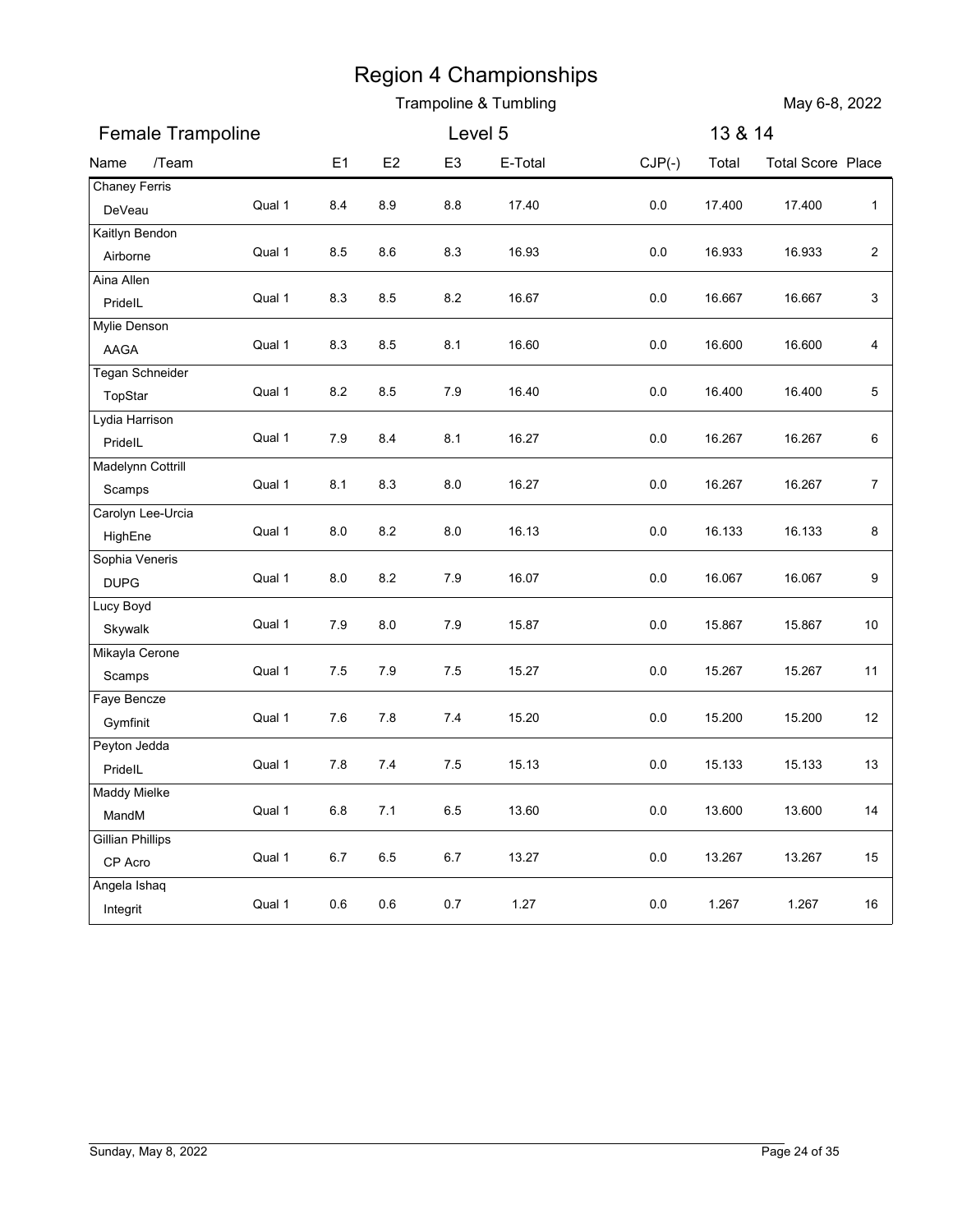# Region 4 Championships

## Trampoline & Tumbling

May 6-8, 2022

### Female Trampoline — Level 5 — 13 & 14

| Name /Team | | E1 | E2 | E3 | E-Total | CJP(-) | Total | Total Score | Place |
|---|---|---|---|---|---|---|---|---|---|
| Chaney Ferris<br>DeVeau | Qual 1 | 8.4 | 8.9 | 8.8 | 17.40 | 0.0 | 17.400 | 17.400 | 1 |
| Kaitlyn Bendon<br>Airborne | Qual 1 | 8.5 | 8.6 | 8.3 | 16.93 | 0.0 | 16.933 | 16.933 | 2 |
| Aina Allen<br>PrideIL | Qual 1 | 8.3 | 8.5 | 8.2 | 16.67 | 0.0 | 16.667 | 16.667 | 3 |
| Mylie Denson<br>AAGA | Qual 1 | 8.3 | 8.5 | 8.1 | 16.60 | 0.0 | 16.600 | 16.600 | 4 |
| Tegan Schneider<br>TopStar | Qual 1 | 8.2 | 8.5 | 7.9 | 16.40 | 0.0 | 16.400 | 16.400 | 5 |
| Lydia Harrison<br>PrideIL | Qual 1 | 7.9 | 8.4 | 8.1 | 16.27 | 0.0 | 16.267 | 16.267 | 6 |
| Madelynn Cottrill<br>Scamps | Qual 1 | 8.1 | 8.3 | 8.0 | 16.27 | 0.0 | 16.267 | 16.267 | 7 |
| Carolyn Lee-Urcia<br>HighEne | Qual 1 | 8.0 | 8.2 | 8.0 | 16.13 | 0.0 | 16.133 | 16.133 | 8 |
| Sophia Veneris<br>DUPG | Qual 1 | 8.0 | 8.2 | 7.9 | 16.07 | 0.0 | 16.067 | 16.067 | 9 |
| Lucy Boyd<br>Skywalk | Qual 1 | 7.9 | 8.0 | 7.9 | 15.87 | 0.0 | 15.867 | 15.867 | 10 |
| Mikayla Cerone<br>Scamps | Qual 1 | 7.5 | 7.9 | 7.5 | 15.27 | 0.0 | 15.267 | 15.267 | 11 |
| Faye Bencze<br>Gymfinit | Qual 1 | 7.6 | 7.8 | 7.4 | 15.20 | 0.0 | 15.200 | 15.200 | 12 |
| Peyton Jedda<br>PrideIL | Qual 1 | 7.8 | 7.4 | 7.5 | 15.13 | 0.0 | 15.133 | 15.133 | 13 |
| Maddy Mielke<br>MandM | Qual 1 | 6.8 | 7.1 | 6.5 | 13.60 | 0.0 | 13.600 | 13.600 | 14 |
| Gillian Phillips<br>CP Acro | Qual 1 | 6.7 | 6.5 | 6.7 | 13.27 | 0.0 | 13.267 | 13.267 | 15 |
| Angela Ishaq<br>Integrit | Qual 1 | 0.6 | 0.6 | 0.7 | 1.27 | 0.0 | 1.267 | 1.267 | 16 |

Sunday, May 8, 2022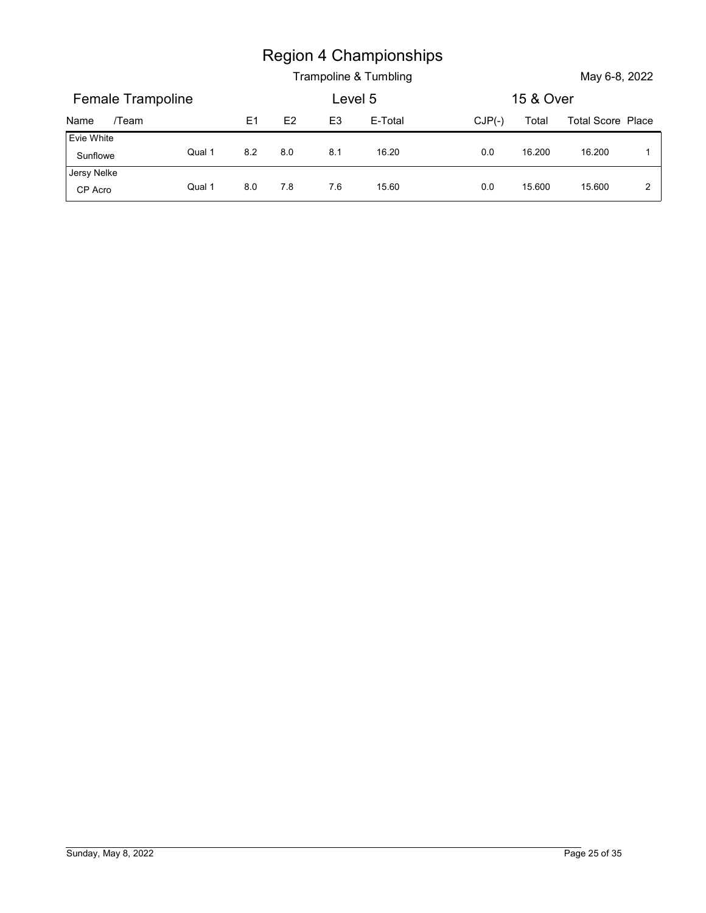# Region 4 Championships

Trampoline & Tumbling

May 6-8, 2022

## Female Trampoline — Level 5 — 15 & Over

| Name /Team | | E1 | E2 | E3 | E-Total | CJP(-) | Total | Total Score | Place |
|---|---|---|---|---|---|---|---|---|---|
| Evie White<br>Sunflowe | Qual 1 | 8.2 | 8.0 | 8.1 | 16.20 | 0.0 | 16.200 | 16.200 | 1 |
| Jersy Nelke<br>CP Acro | Qual 1 | 8.0 | 7.8 | 7.6 | 15.60 | 0.0 | 15.600 | 15.600 | 2 |

Sunday, May 8, 2022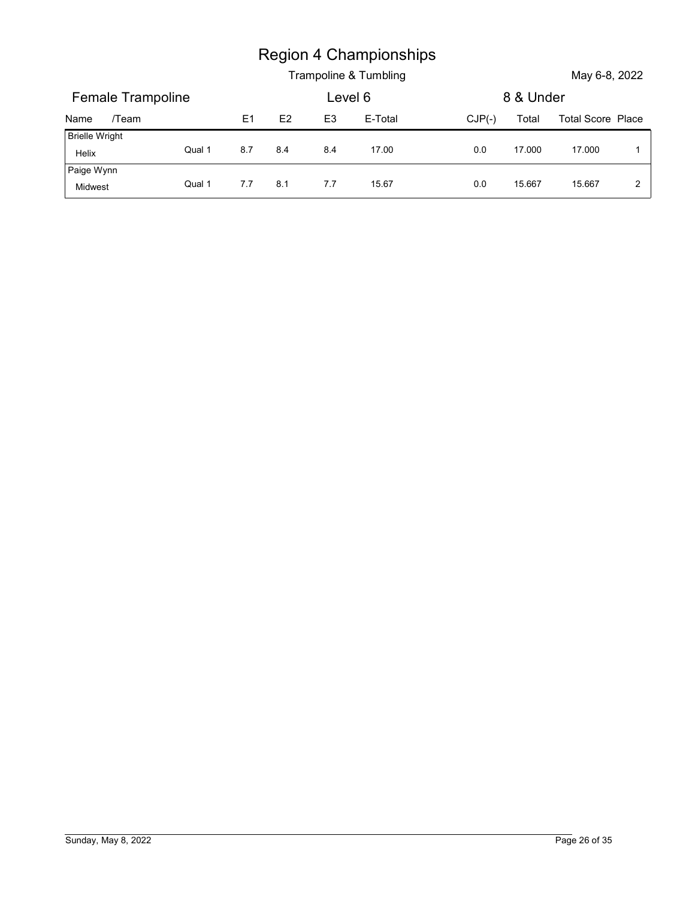# Region 4 Championships

Trampoline & Tumbling — May 6-8, 2022

## Female Trampoline — Level 6 — 8 & Under

| Name /Team | | E1 | E2 | E3 | E-Total | CJP(-) | Total | Total Score | Place |
|---|---|---|---|---|---|---|---|---|---|
| Brielle Wright<br>Helix | Qual 1 | 8.7 | 8.4 | 8.4 | 17.00 | 0.0 | 17.000 | 17.000 | 1 |
| Paige Wynn<br>Midwest | Qual 1 | 7.7 | 8.1 | 7.7 | 15.67 | 0.0 | 15.667 | 15.667 | 2 |

Sunday, May 8, 2022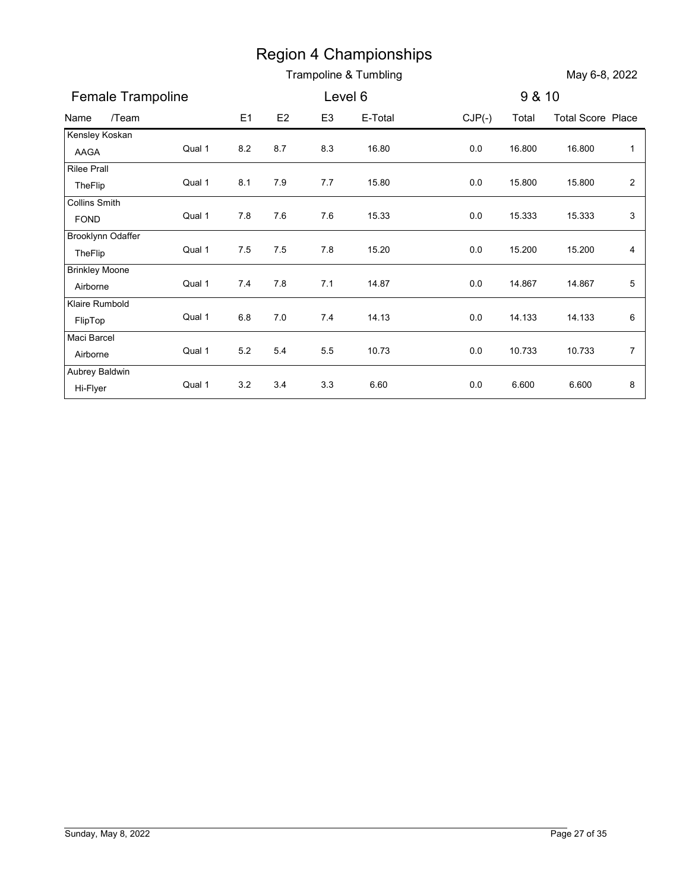# Region 4 Championships

Trampoline & Tumbling

May 6-8, 2022

## Female Trampoline — Level 6 — 9 & 10

| Name /Team | | E1 | E2 | E3 | E-Total | CJP(-) | Total | Total Score | Place |
|---|---|---|---|---|---|---|---|---|---|
| Kensley Koskan<br>AAGA | Qual 1 | 8.2 | 8.7 | 8.3 | 16.80 | 0.0 | 16.800 | 16.800 | 1 |
| Rilee Prall<br>TheFlip | Qual 1 | 8.1 | 7.9 | 7.7 | 15.80 | 0.0 | 15.800 | 15.800 | 2 |
| Collins Smith<br>FOND | Qual 1 | 7.8 | 7.6 | 7.6 | 15.33 | 0.0 | 15.333 | 15.333 | 3 |
| Brooklynn Odaffer<br>TheFlip | Qual 1 | 7.5 | 7.5 | 7.8 | 15.20 | 0.0 | 15.200 | 15.200 | 4 |
| Brinkley Moone<br>Airborne | Qual 1 | 7.4 | 7.8 | 7.1 | 14.87 | 0.0 | 14.867 | 14.867 | 5 |
| Klaire Rumbold<br>FlipTop | Qual 1 | 6.8 | 7.0 | 7.4 | 14.13 | 0.0 | 14.133 | 14.133 | 6 |
| Maci Barcel<br>Airborne | Qual 1 | 5.2 | 5.4 | 5.5 | 10.73 | 0.0 | 10.733 | 10.733 | 7 |
| Aubrey Baldwin<br>Hi-Flyer | Qual 1 | 3.2 | 3.4 | 3.3 | 6.60 | 0.0 | 6.600 | 6.600 | 8 |

Sunday, May 8, 2022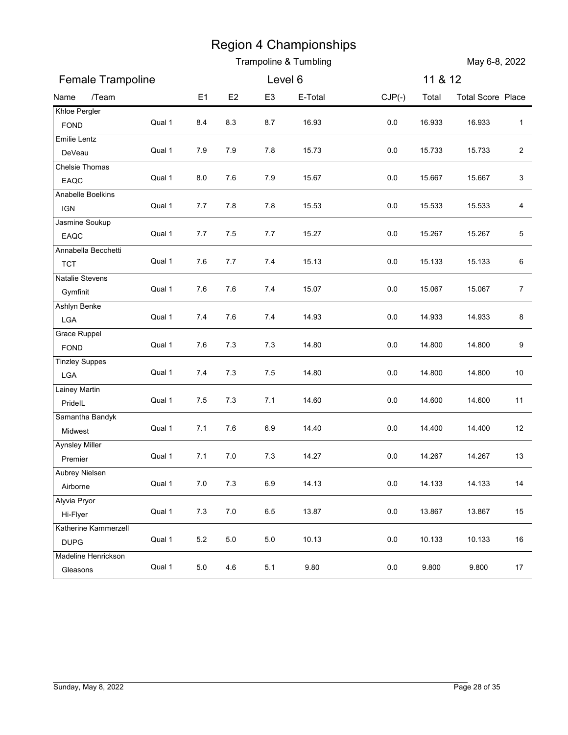# Region 4 Championships

Trampoline & Tumbling

May 6-8, 2022

## Female Trampoline — Level 6 — 11 & 12

| Name /Team | | E1 | E2 | E3 | E-Total | CJP(-) | Total | Total Score | Place |
|---|---|---|---|---|---|---|---|---|---|
| Khloe Pergler FOND | Qual 1 | 8.4 | 8.3 | 8.7 | 16.93 | 0.0 | 16.933 | 16.933 | 1 |
| Emilie Lentz DeVeau | Qual 1 | 7.9 | 7.9 | 7.8 | 15.73 | 0.0 | 15.733 | 15.733 | 2 |
| Chelsie Thomas EAQC | Qual 1 | 8.0 | 7.6 | 7.9 | 15.67 | 0.0 | 15.667 | 15.667 | 3 |
| Anabelle Boelkins IGN | Qual 1 | 7.7 | 7.8 | 7.8 | 15.53 | 0.0 | 15.533 | 15.533 | 4 |
| Jasmine Soukup EAQC | Qual 1 | 7.7 | 7.5 | 7.7 | 15.27 | 0.0 | 15.267 | 15.267 | 5 |
| Annabella Becchetti TCT | Qual 1 | 7.6 | 7.7 | 7.4 | 15.13 | 0.0 | 15.133 | 15.133 | 6 |
| Natalie Stevens Gymfinit | Qual 1 | 7.6 | 7.6 | 7.4 | 15.07 | 0.0 | 15.067 | 15.067 | 7 |
| Ashlyn Benke LGA | Qual 1 | 7.4 | 7.6 | 7.4 | 14.93 | 0.0 | 14.933 | 14.933 | 8 |
| Grace Ruppel FOND | Qual 1 | 7.6 | 7.3 | 7.3 | 14.80 | 0.0 | 14.800 | 14.800 | 9 |
| Tinzley Suppes LGA | Qual 1 | 7.4 | 7.3 | 7.5 | 14.80 | 0.0 | 14.800 | 14.800 | 10 |
| Lainey Martin PrideIL | Qual 1 | 7.5 | 7.3 | 7.1 | 14.60 | 0.0 | 14.600 | 14.600 | 11 |
| Samantha Bandyk Midwest | Qual 1 | 7.1 | 7.6 | 6.9 | 14.40 | 0.0 | 14.400 | 14.400 | 12 |
| Aynsley Miller Premier | Qual 1 | 7.1 | 7.0 | 7.3 | 14.27 | 0.0 | 14.267 | 14.267 | 13 |
| Aubrey Nielsen Airborne | Qual 1 | 7.0 | 7.3 | 6.9 | 14.13 | 0.0 | 14.133 | 14.133 | 14 |
| Alyvia Pryor Hi-Flyer | Qual 1 | 7.3 | 7.0 | 6.5 | 13.87 | 0.0 | 13.867 | 13.867 | 15 |
| Katherine Kammerzell DUPG | Qual 1 | 5.2 | 5.0 | 5.0 | 10.13 | 0.0 | 10.133 | 10.133 | 16 |
| Madeline Henrickson Gleasons | Qual 1 | 5.0 | 4.6 | 5.1 | 9.80 | 0.0 | 9.800 | 9.800 | 17 |

Sunday, May 8, 2022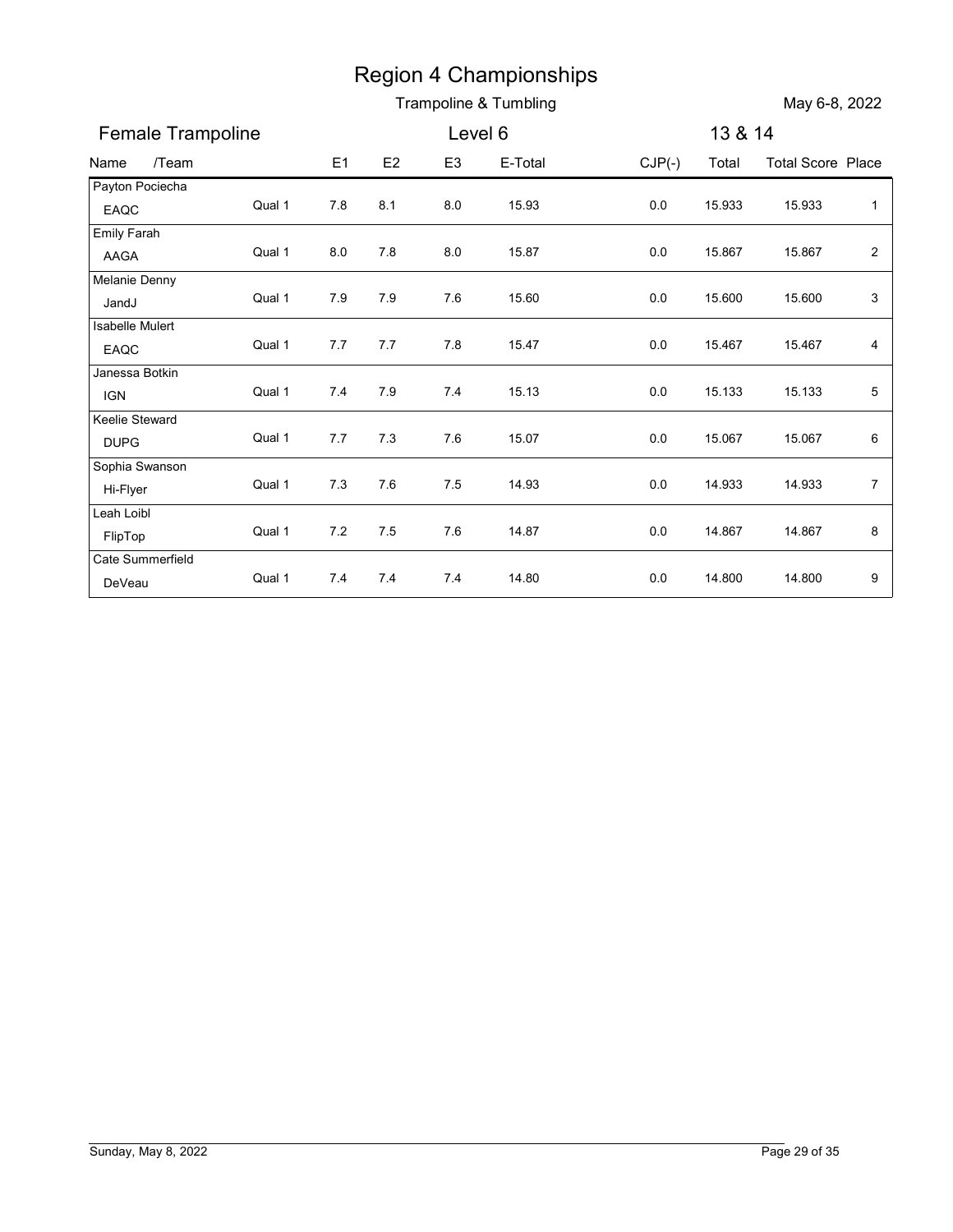# Region 4 Championships

## Trampoline & Tumbling

May 6-8, 2022

### Female Trampoline — Level 6 — 13 & 14

| Name /Team | | E1 | E2 | E3 | E-Total | CJP(-) | Total | Total Score | Place |
|---|---|---|---|---|---|---|---|---|---|
| Payton Pociecha<br>EAQC | Qual 1 | 7.8 | 8.1 | 8.0 | 15.93 | 0.0 | 15.933 | 15.933 | 1 |
| Emily Farah<br>AAGA | Qual 1 | 8.0 | 7.8 | 8.0 | 15.87 | 0.0 | 15.867 | 15.867 | 2 |
| Melanie Denny<br>JandJ | Qual 1 | 7.9 | 7.9 | 7.6 | 15.60 | 0.0 | 15.600 | 15.600 | 3 |
| Isabelle Mulert<br>EAQC | Qual 1 | 7.7 | 7.7 | 7.8 | 15.47 | 0.0 | 15.467 | 15.467 | 4 |
| Janessa Botkin<br>IGN | Qual 1 | 7.4 | 7.9 | 7.4 | 15.13 | 0.0 | 15.133 | 15.133 | 5 |
| Keelie Steward<br>DUPG | Qual 1 | 7.7 | 7.3 | 7.6 | 15.07 | 0.0 | 15.067 | 15.067 | 6 |
| Sophia Swanson<br>Hi-Flyer | Qual 1 | 7.3 | 7.6 | 7.5 | 14.93 | 0.0 | 14.933 | 14.933 | 7 |
| Leah Loibl<br>FlipTop | Qual 1 | 7.2 | 7.5 | 7.6 | 14.87 | 0.0 | 14.867 | 14.867 | 8 |
| Cate Summerfield<br>DeVeau | Qual 1 | 7.4 | 7.4 | 7.4 | 14.80 | 0.0 | 14.800 | 14.800 | 9 |

Sunday, May 8, 2022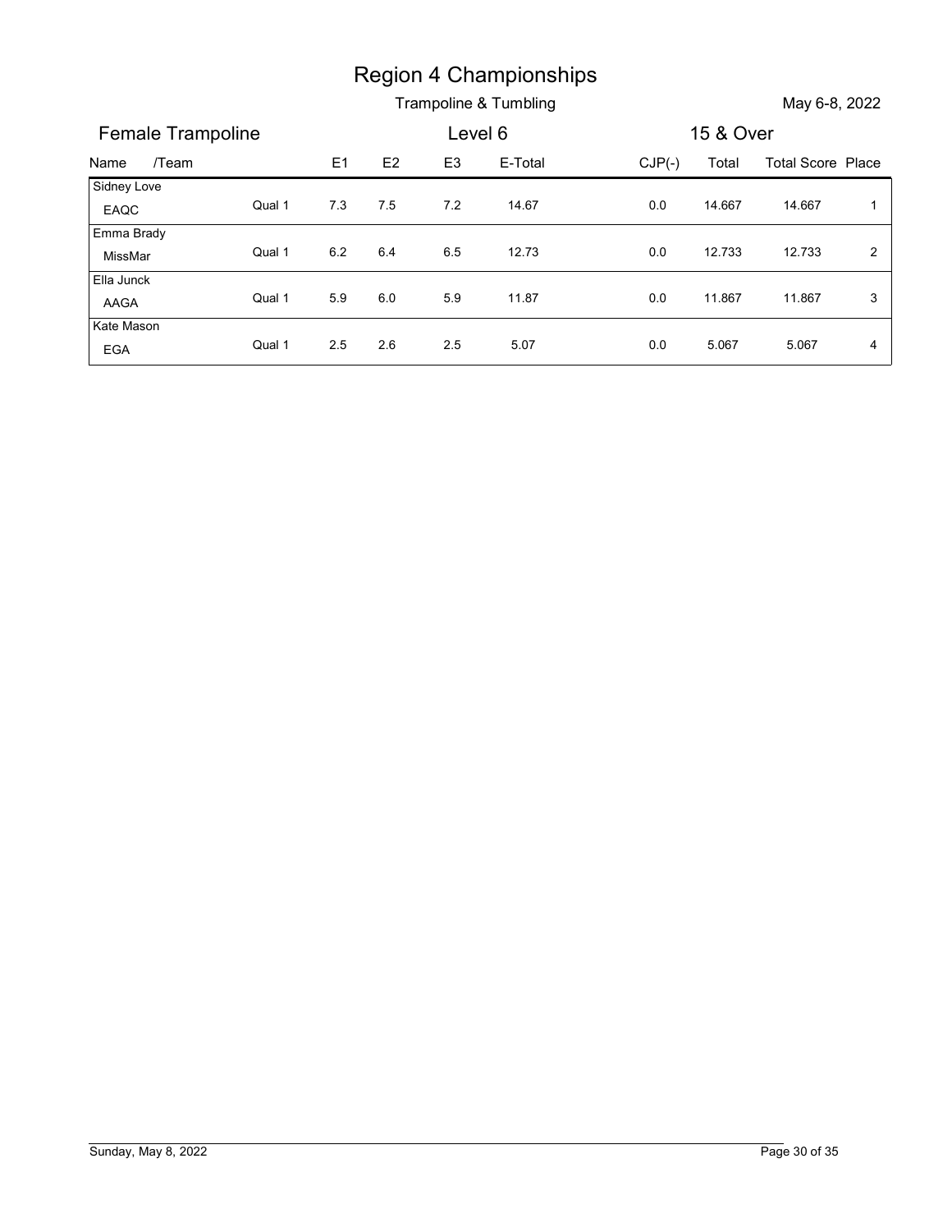# Region 4 Championships

## Trampoline & Tumbling

May 6-8, 2022

### Female Trampoline — Level 6 — 15 & Over

| Name /Team | | E1 | E2 | E3 | E-Total | CJP(-) | Total | Total Score | Place |
|---|---|---|---|---|---|---|---|---|---|
| Sidney Love<br>EAQC | Qual 1 | 7.3 | 7.5 | 7.2 | 14.67 | 0.0 | 14.667 | 14.667 | 1 |
| Emma Brady<br>MissMar | Qual 1 | 6.2 | 6.4 | 6.5 | 12.73 | 0.0 | 12.733 | 12.733 | 2 |
| Ella Junck<br>AAGA | Qual 1 | 5.9 | 6.0 | 5.9 | 11.87 | 0.0 | 11.867 | 11.867 | 3 |
| Kate Mason<br>EGA | Qual 1 | 2.5 | 2.6 | 2.5 | 5.07 | 0.0 | 5.067 | 5.067 | 4 |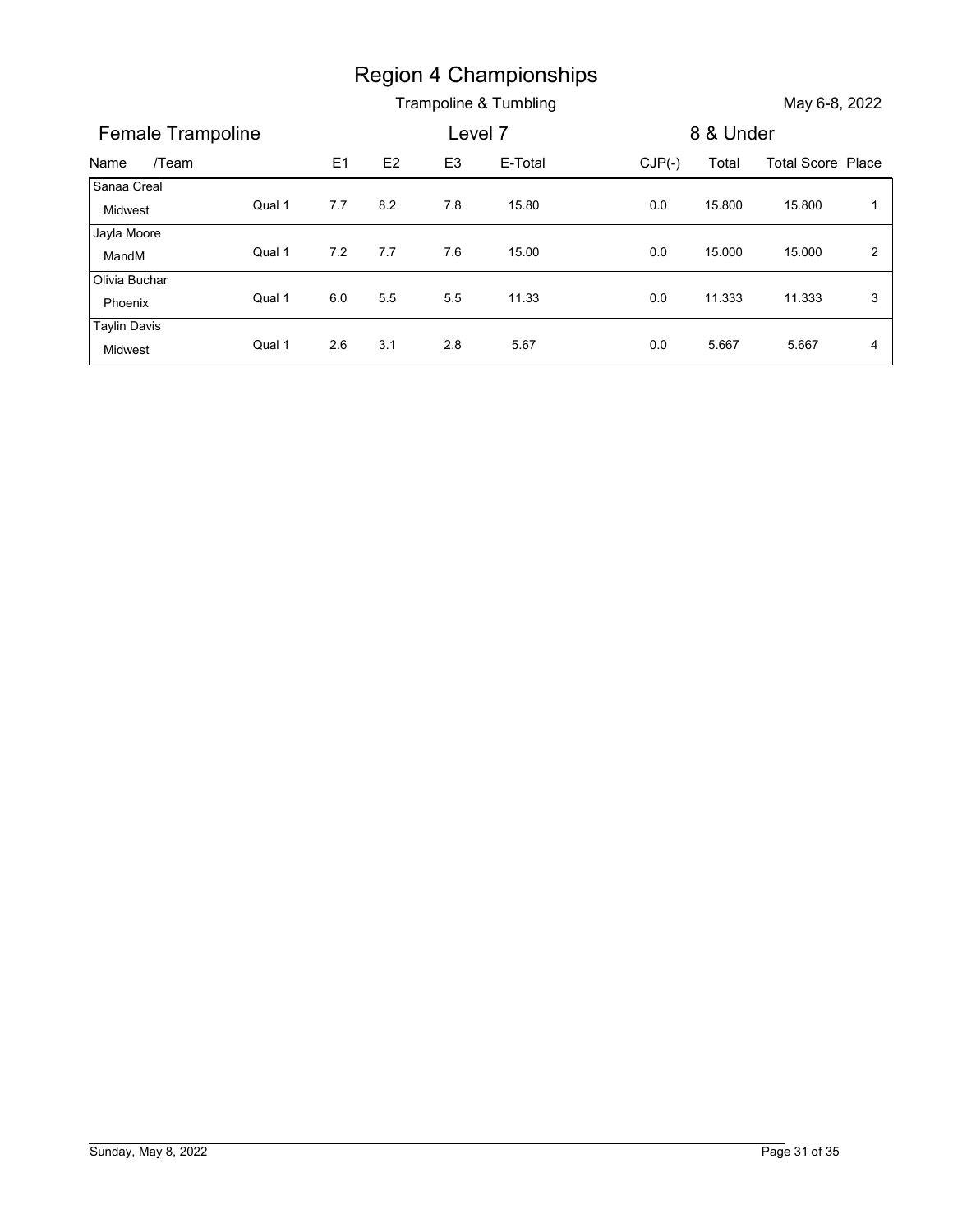# Region 4 Championships

Trampoline & Tumbling

May 6-8, 2022

## Female Trampoline — Level 7 — 8 & Under

| Name /Team | | E1 | E2 | E3 | E-Total | CJP(-) | Total | Total Score | Place |
|---|---|---|---|---|---|---|---|---|---|
| Sanaa Creal<br>Midwest | Qual 1 | 7.7 | 8.2 | 7.8 | 15.80 | 0.0 | 15.800 | 15.800 | 1 |
| Jayla Moore<br>MandM | Qual 1 | 7.2 | 7.7 | 7.6 | 15.00 | 0.0 | 15.000 | 15.000 | 2 |
| Olivia Buchar<br>Phoenix | Qual 1 | 6.0 | 5.5 | 5.5 | 11.33 | 0.0 | 11.333 | 11.333 | 3 |
| Taylin Davis<br>Midwest | Qual 1 | 2.6 | 3.1 | 2.8 | 5.67 | 0.0 | 5.667 | 5.667 | 4 |

Sunday, May 8, 2022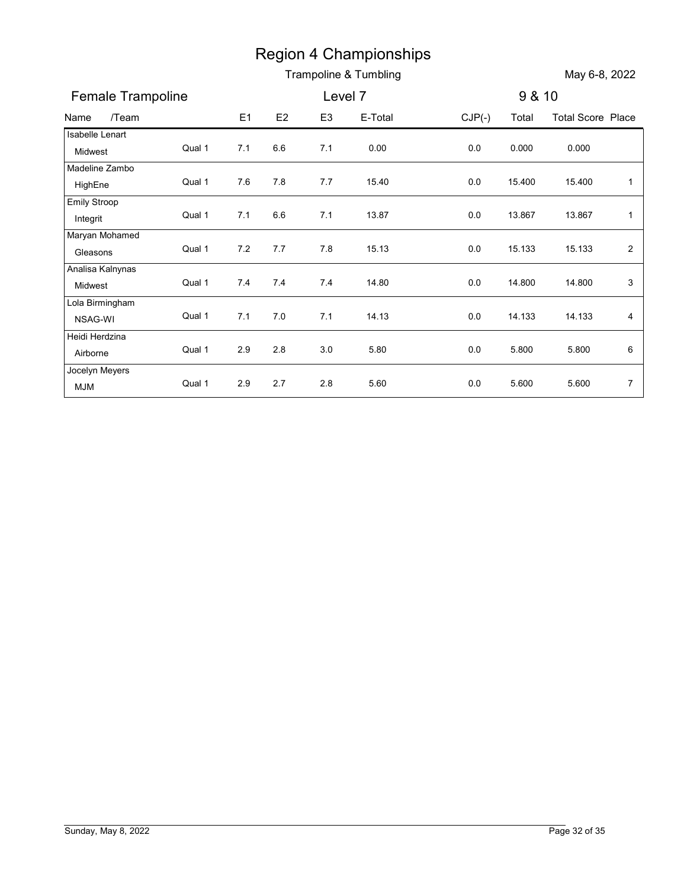# Region 4 Championships

Trampoline & Tumbling

May 6-8, 2022

## Female Trampoline — Level 7 — 9 & 10

| Name /Team | | E1 | E2 | E3 | E-Total | CJP(-) | Total | Total Score | Place |
|---|---|---|---|---|---|---|---|---|---|
| Isabelle Lenart<br>Midwest | Qual 1 | 7.1 | 6.6 | 7.1 | 0.00 | 0.0 | 0.000 | 0.000 | |
| Madeline Zambo<br>HighEne | Qual 1 | 7.6 | 7.8 | 7.7 | 15.40 | 0.0 | 15.400 | 15.400 | 1 |
| Emily Stroop<br>Integrit | Qual 1 | 7.1 | 6.6 | 7.1 | 13.87 | 0.0 | 13.867 | 13.867 | 1 |
| Maryan Mohamed<br>Gleasons | Qual 1 | 7.2 | 7.7 | 7.8 | 15.13 | 0.0 | 15.133 | 15.133 | 2 |
| Analisa Kalnynas<br>Midwest | Qual 1 | 7.4 | 7.4 | 7.4 | 14.80 | 0.0 | 14.800 | 14.800 | 3 |
| Lola Birmingham<br>NSAG-WI | Qual 1 | 7.1 | 7.0 | 7.1 | 14.13 | 0.0 | 14.133 | 14.133 | 4 |
| Heidi Herdzina<br>Airborne | Qual 1 | 2.9 | 2.8 | 3.0 | 5.80 | 0.0 | 5.800 | 5.800 | 6 |
| Jocelyn Meyers<br>MJM | Qual 1 | 2.9 | 2.7 | 2.8 | 5.60 | 0.0 | 5.600 | 5.600 | 7 |

Sunday, May 8, 2022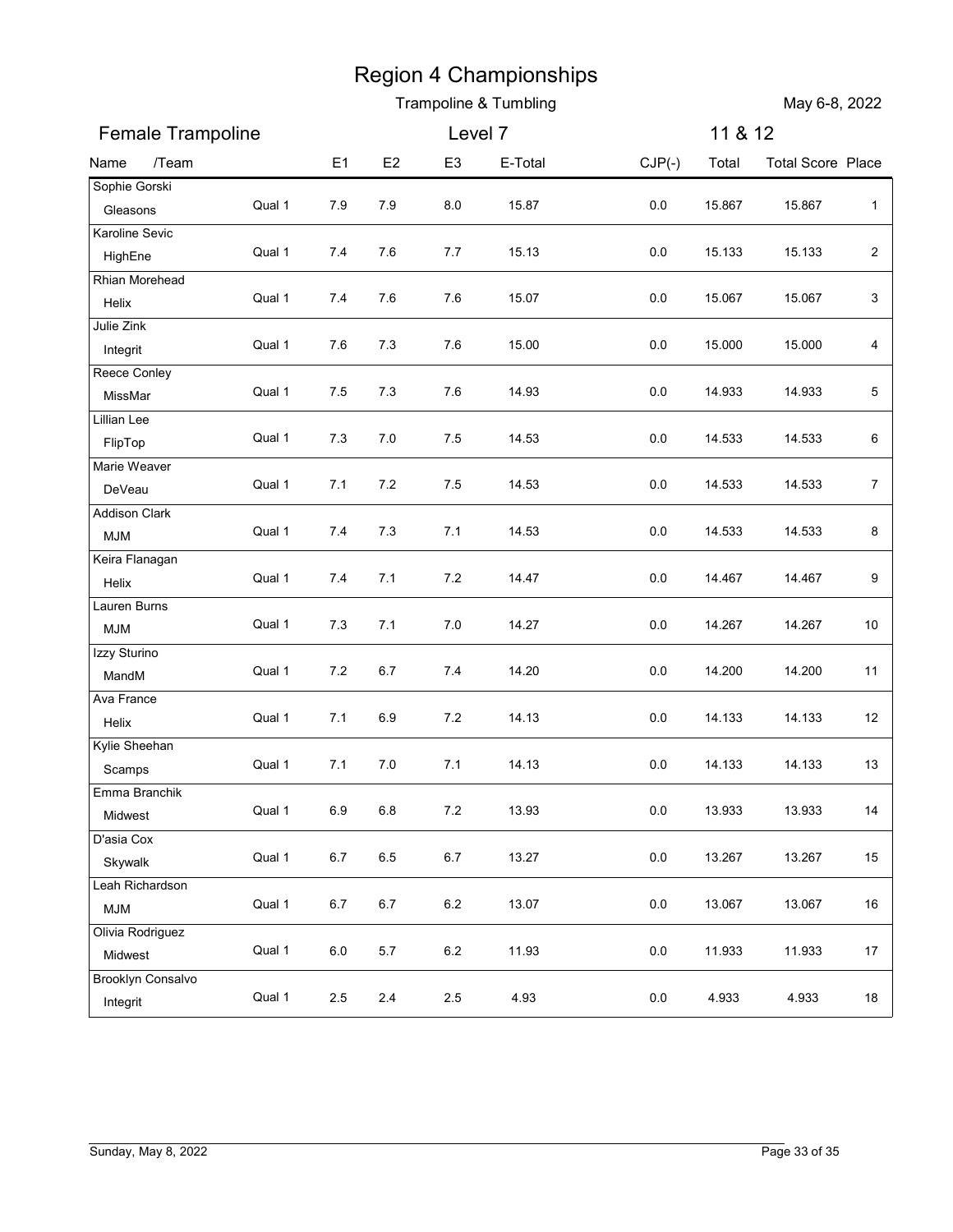# Region 4 Championships

## Trampoline & Tumbling

May 6-8, 2022

### Female Trampoline — Level 7 — 11 & 12

| Name /Team | | E1 | E2 | E3 | E-Total | CJP(-) | Total | Total Score | Place |
|---|---|---|---|---|---|---|---|---|---|
| Sophie Gorski<br>Gleasons | Qual 1 | 7.9 | 7.9 | 8.0 | 15.87 | 0.0 | 15.867 | 15.867 | 1 |
| Karoline Sevic<br>HighEne | Qual 1 | 7.4 | 7.6 | 7.7 | 15.13 | 0.0 | 15.133 | 15.133 | 2 |
| Rhian Morehead<br>Helix | Qual 1 | 7.4 | 7.6 | 7.6 | 15.07 | 0.0 | 15.067 | 15.067 | 3 |
| Julie Zink<br>Integrit | Qual 1 | 7.6 | 7.3 | 7.6 | 15.00 | 0.0 | 15.000 | 15.000 | 4 |
| Reece Conley<br>MissMar | Qual 1 | 7.5 | 7.3 | 7.6 | 14.93 | 0.0 | 14.933 | 14.933 | 5 |
| Lillian Lee<br>FlipTop | Qual 1 | 7.3 | 7.0 | 7.5 | 14.53 | 0.0 | 14.533 | 14.533 | 6 |
| Marie Weaver<br>DeVeau | Qual 1 | 7.1 | 7.2 | 7.5 | 14.53 | 0.0 | 14.533 | 14.533 | 7 |
| Addison Clark<br>MJM | Qual 1 | 7.4 | 7.3 | 7.1 | 14.53 | 0.0 | 14.533 | 14.533 | 8 |
| Keira Flanagan<br>Helix | Qual 1 | 7.4 | 7.1 | 7.2 | 14.47 | 0.0 | 14.467 | 14.467 | 9 |
| Lauren Burns<br>MJM | Qual 1 | 7.3 | 7.1 | 7.0 | 14.27 | 0.0 | 14.267 | 14.267 | 10 |
| Izzy Sturino<br>MandM | Qual 1 | 7.2 | 6.7 | 7.4 | 14.20 | 0.0 | 14.200 | 14.200 | 11 |
| Ava France<br>Helix | Qual 1 | 7.1 | 6.9 | 7.2 | 14.13 | 0.0 | 14.133 | 14.133 | 12 |
| Kylie Sheehan<br>Scamps | Qual 1 | 7.1 | 7.0 | 7.1 | 14.13 | 0.0 | 14.133 | 14.133 | 13 |
| Emma Branchik<br>Midwest | Qual 1 | 6.9 | 6.8 | 7.2 | 13.93 | 0.0 | 13.933 | 13.933 | 14 |
| D'asia Cox<br>Skywalk | Qual 1 | 6.7 | 6.5 | 6.7 | 13.27 | 0.0 | 13.267 | 13.267 | 15 |
| Leah Richardson<br>MJM | Qual 1 | 6.7 | 6.7 | 6.2 | 13.07 | 0.0 | 13.067 | 13.067 | 16 |
| Olivia Rodriguez<br>Midwest | Qual 1 | 6.0 | 5.7 | 6.2 | 11.93 | 0.0 | 11.933 | 11.933 | 17 |
| Brooklyn Consalvo<br>Integrit | Qual 1 | 2.5 | 2.4 | 2.5 | 4.93 | 0.0 | 4.933 | 4.933 | 18 |

Sunday, May 8, 2022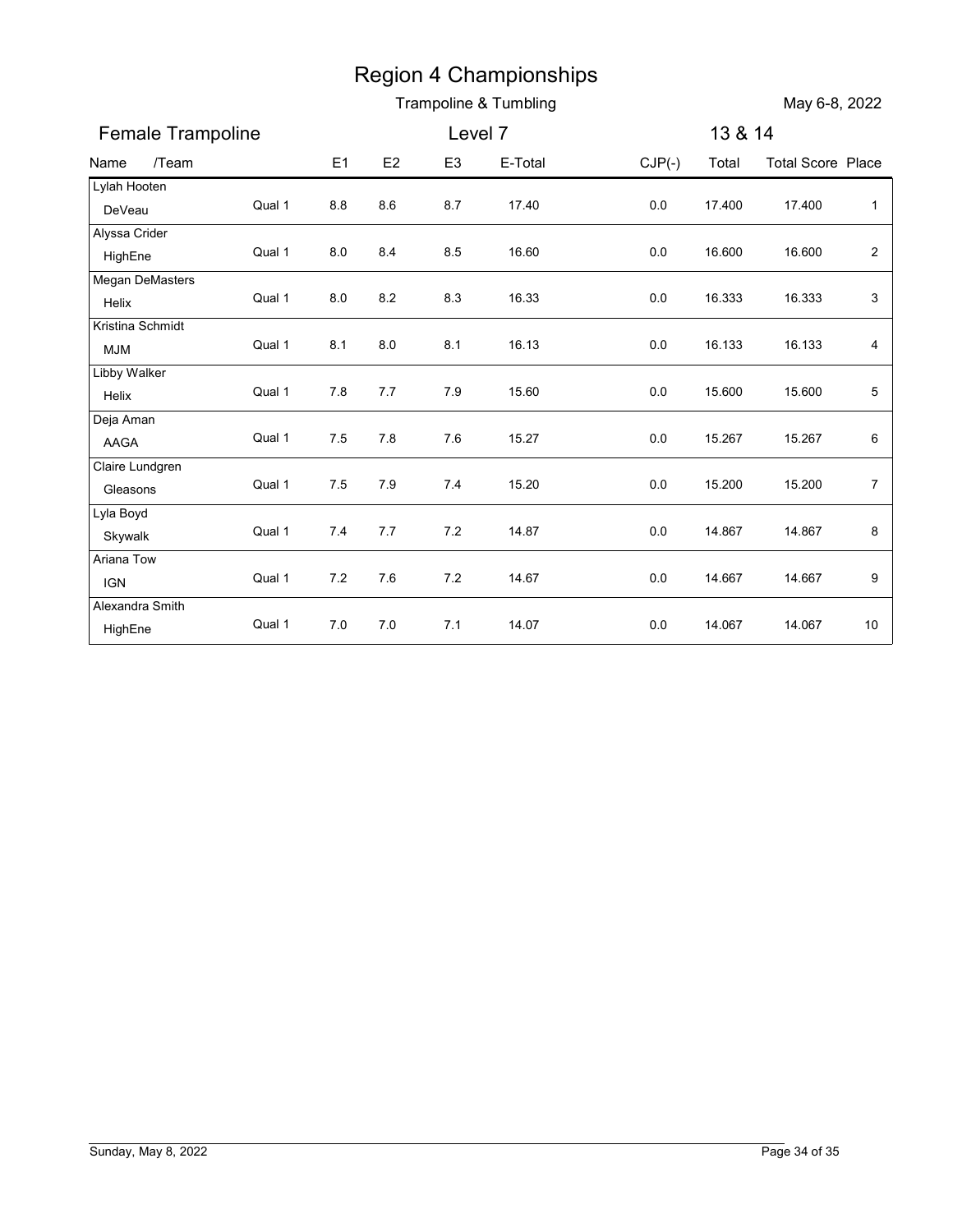# Region 4 Championships

## Trampoline & Tumbling

May 6-8, 2022

### Female Trampoline — Level 7 — 13 & 14

| Name /Team | | E1 | E2 | E3 | E-Total | CJP(-) | Total | Total Score | Place |
|---|---|---|---|---|---|---|---|---|---|
| Lylah Hooten<br>DeVeau | Qual 1 | 8.8 | 8.6 | 8.7 | 17.40 | 0.0 | 17.400 | 17.400 | 1 |
| Alyssa Crider<br>HighEne | Qual 1 | 8.0 | 8.4 | 8.5 | 16.60 | 0.0 | 16.600 | 16.600 | 2 |
| Megan DeMasters<br>Helix | Qual 1 | 8.0 | 8.2 | 8.3 | 16.33 | 0.0 | 16.333 | 16.333 | 3 |
| Kristina Schmidt<br>MJM | Qual 1 | 8.1 | 8.0 | 8.1 | 16.13 | 0.0 | 16.133 | 16.133 | 4 |
| Libby Walker<br>Helix | Qual 1 | 7.8 | 7.7 | 7.9 | 15.60 | 0.0 | 15.600 | 15.600 | 5 |
| Deja Aman<br>AAGA | Qual 1 | 7.5 | 7.8 | 7.6 | 15.27 | 0.0 | 15.267 | 15.267 | 6 |
| Claire Lundgren<br>Gleasons | Qual 1 | 7.5 | 7.9 | 7.4 | 15.20 | 0.0 | 15.200 | 15.200 | 7 |
| Lyla Boyd<br>Skywalk | Qual 1 | 7.4 | 7.7 | 7.2 | 14.87 | 0.0 | 14.867 | 14.867 | 8 |
| Ariana Tow<br>IGN | Qual 1 | 7.2 | 7.6 | 7.2 | 14.67 | 0.0 | 14.667 | 14.667 | 9 |
| Alexandra Smith<br>HighEne | Qual 1 | 7.0 | 7.0 | 7.1 | 14.07 | 0.0 | 14.067 | 14.067 | 10 |

Sunday, May 8, 2022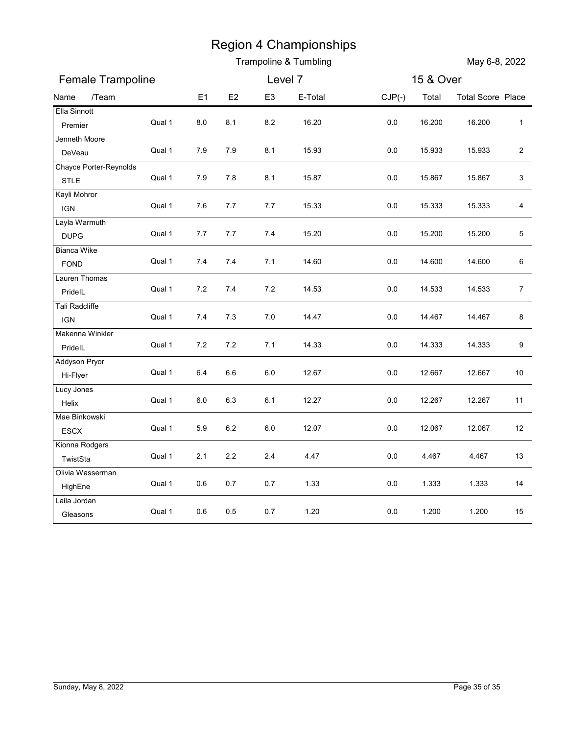# Region 4 Championships

Trampoline & Tumbling

May 6-8, 2022

## Female Trampoline — Level 7 — 15 & Over

| Name /Team | | E1 | E2 | E3 | E-Total | CJP(-) | Total | Total Score | Place |
|---|---|---|---|---|---|---|---|---|---|
| Ella Sinnott<br>Premier | Qual 1 | 8.0 | 8.1 | 8.2 | 16.20 | 0.0 | 16.200 | 16.200 | 1 |
| Jenneth Moore<br>DeVeau | Qual 1 | 7.9 | 7.9 | 8.1 | 15.93 | 0.0 | 15.933 | 15.933 | 2 |
| Chayce Porter-Reynolds<br>STLE | Qual 1 | 7.9 | 7.8 | 8.1 | 15.87 | 0.0 | 15.867 | 15.867 | 3 |
| Kayli Mohror<br>IGN | Qual 1 | 7.6 | 7.7 | 7.7 | 15.33 | 0.0 | 15.333 | 15.333 | 4 |
| Layla Warmuth<br>DUPG | Qual 1 | 7.7 | 7.7 | 7.4 | 15.20 | 0.0 | 15.200 | 15.200 | 5 |
| Bianca Wike<br>FOND | Qual 1 | 7.4 | 7.4 | 7.1 | 14.60 | 0.0 | 14.600 | 14.600 | 6 |
| Lauren Thomas<br>PrideIL | Qual 1 | 7.2 | 7.4 | 7.2 | 14.53 | 0.0 | 14.533 | 14.533 | 7 |
| Tali Radcliffe<br>IGN | Qual 1 | 7.4 | 7.3 | 7.0 | 14.47 | 0.0 | 14.467 | 14.467 | 8 |
| Makenna Winkler<br>PrideIL | Qual 1 | 7.2 | 7.2 | 7.1 | 14.33 | 0.0 | 14.333 | 14.333 | 9 |
| Addyson Pryor<br>Hi-Flyer | Qual 1 | 6.4 | 6.6 | 6.0 | 12.67 | 0.0 | 12.667 | 12.667 | 10 |
| Lucy Jones<br>Helix | Qual 1 | 6.0 | 6.3 | 6.1 | 12.27 | 0.0 | 12.267 | 12.267 | 11 |
| Mae Binkowski<br>ESCX | Qual 1 | 5.9 | 6.2 | 6.0 | 12.07 | 0.0 | 12.067 | 12.067 | 12 |
| Kionna Rodgers<br>TwistSta | Qual 1 | 2.1 | 2.2 | 2.4 | 4.47 | 0.0 | 4.467 | 4.467 | 13 |
| Olivia Wasserman<br>HighEne | Qual 1 | 0.6 | 0.7 | 0.7 | 1.33 | 0.0 | 1.333 | 1.333 | 14 |
| Laila Jordan<br>Gleasons | Qual 1 | 0.6 | 0.5 | 0.7 | 1.20 | 0.0 | 1.200 | 1.200 | 15 |

Sunday, May 8, 2022